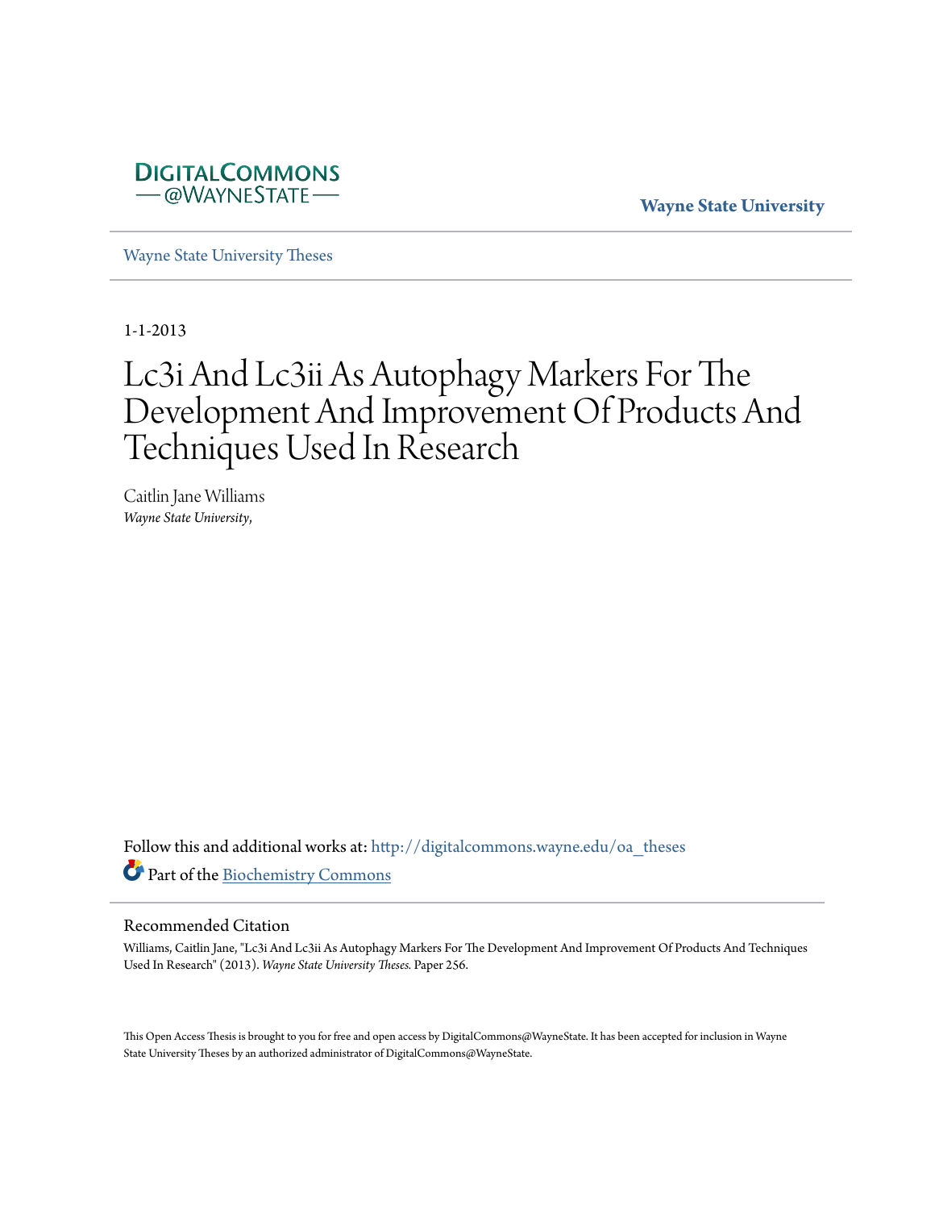DIGITALCOMMONS
— @WAYNESTATE —

**Wayne State University**

Wayne State University Theses

1-1-2013

# Lc3i And Lc3ii As Autophagy Markers For The Development And Improvement Of Products And Techniques Used In Research

Caitlin Jane Williams
*Wayne State University,*

Follow this and additional works at: http://digitalcommons.wayne.edu/oa_theses

Part of the Biochemistry Commons

## Recommended Citation

Williams, Caitlin Jane, "Lc3i And Lc3ii As Autophagy Markers For The Development And Improvement Of Products And Techniques Used In Research" (2013). *Wayne State University Theses.* Paper 256.

This Open Access Thesis is brought to you for free and open access by DigitalCommons@WayneState. It has been accepted for inclusion in Wayne State University Theses by an authorized administrator of DigitalCommons@WayneState.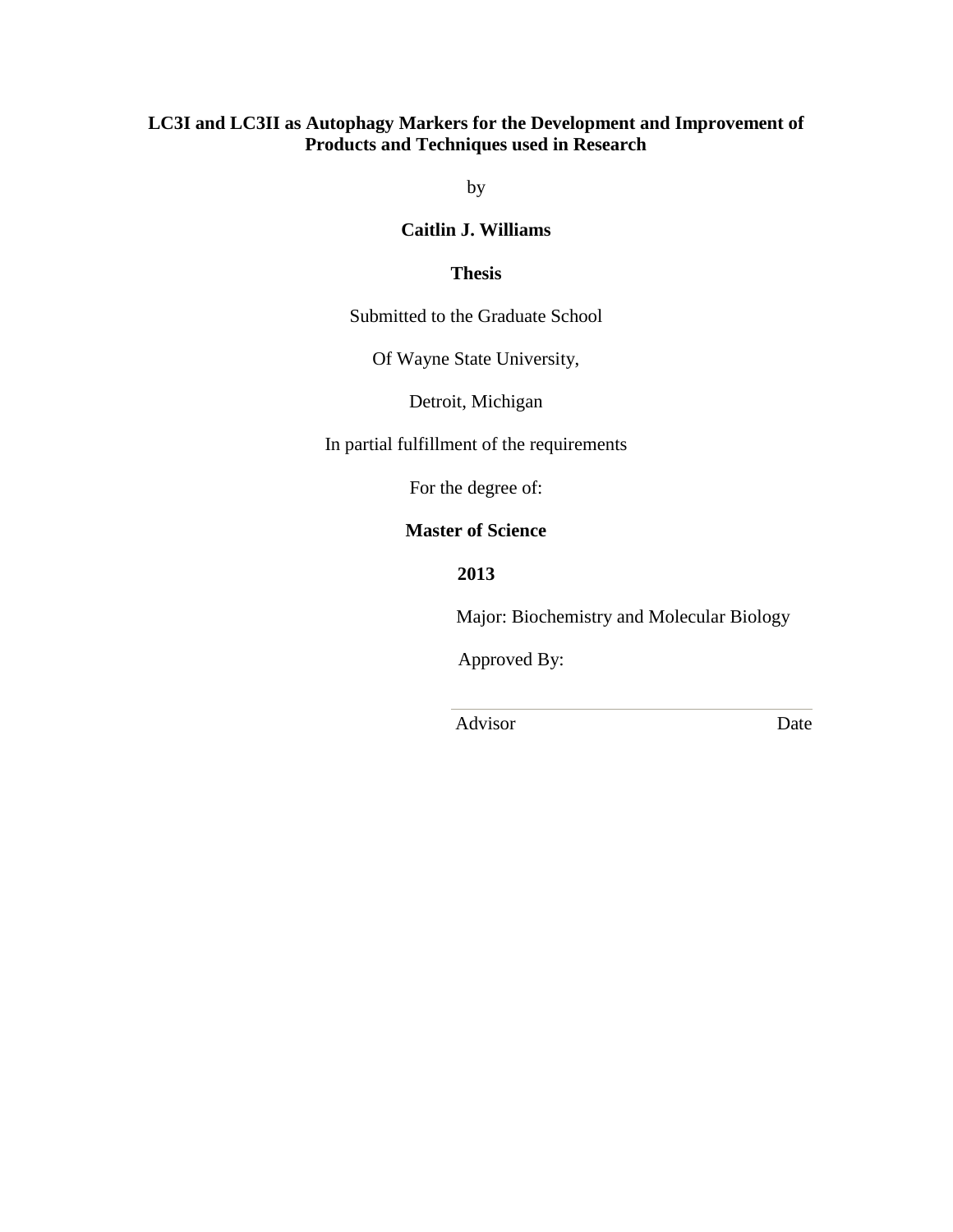**LC3I and LC3II as Autophagy Markers for the Development and Improvement of Products and Techniques used in Research**

by

**Caitlin J. Williams**

**Thesis**

Submitted to the Graduate School

Of Wayne State University,

Detroit, Michigan

In partial fulfillment of the requirements

For the degree of:

**Master of Science**

**2013**

Major: Biochemistry and Molecular Biology

Approved By:

Advisor Date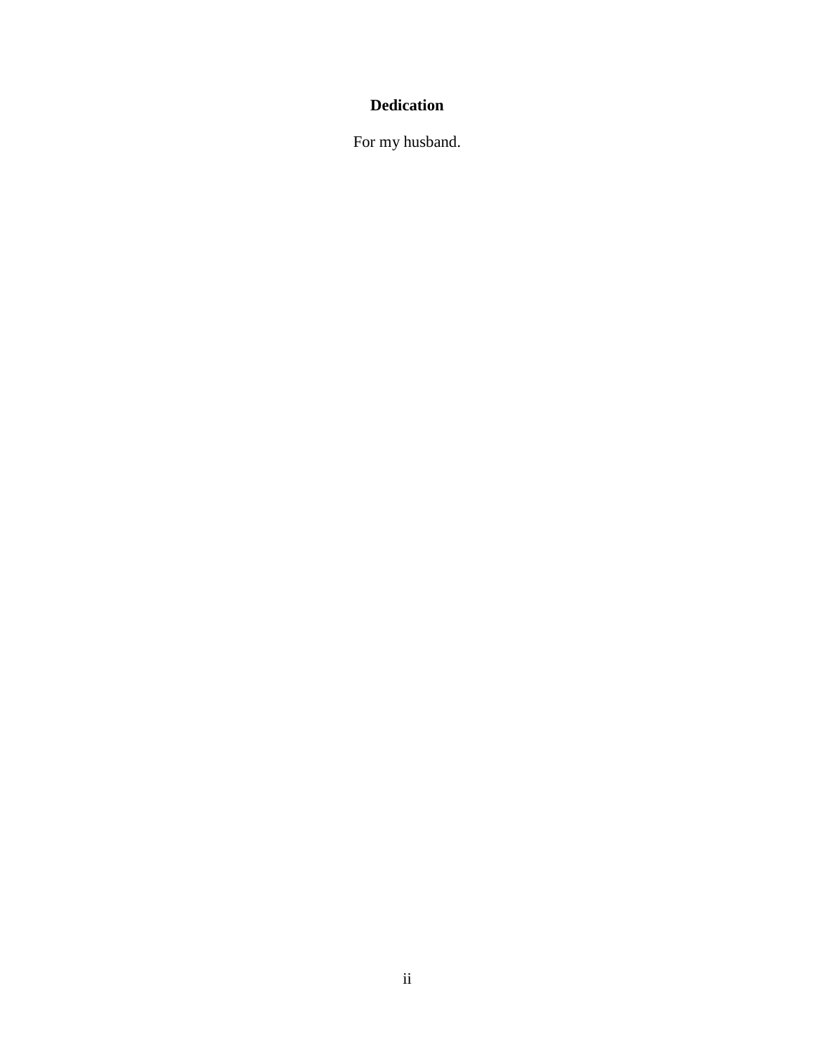# Dedication

For my husband.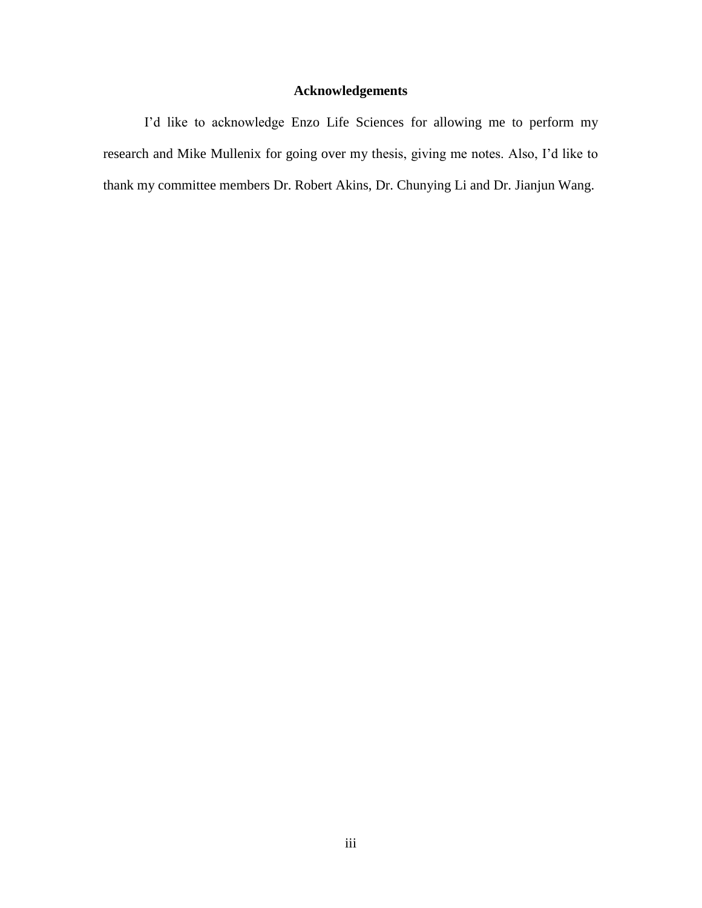# Acknowledgements

I'd like to acknowledge Enzo Life Sciences for allowing me to perform my research and Mike Mullenix for going over my thesis, giving me notes. Also, I'd like to thank my committee members Dr. Robert Akins, Dr. Chunying Li and Dr. Jianjun Wang.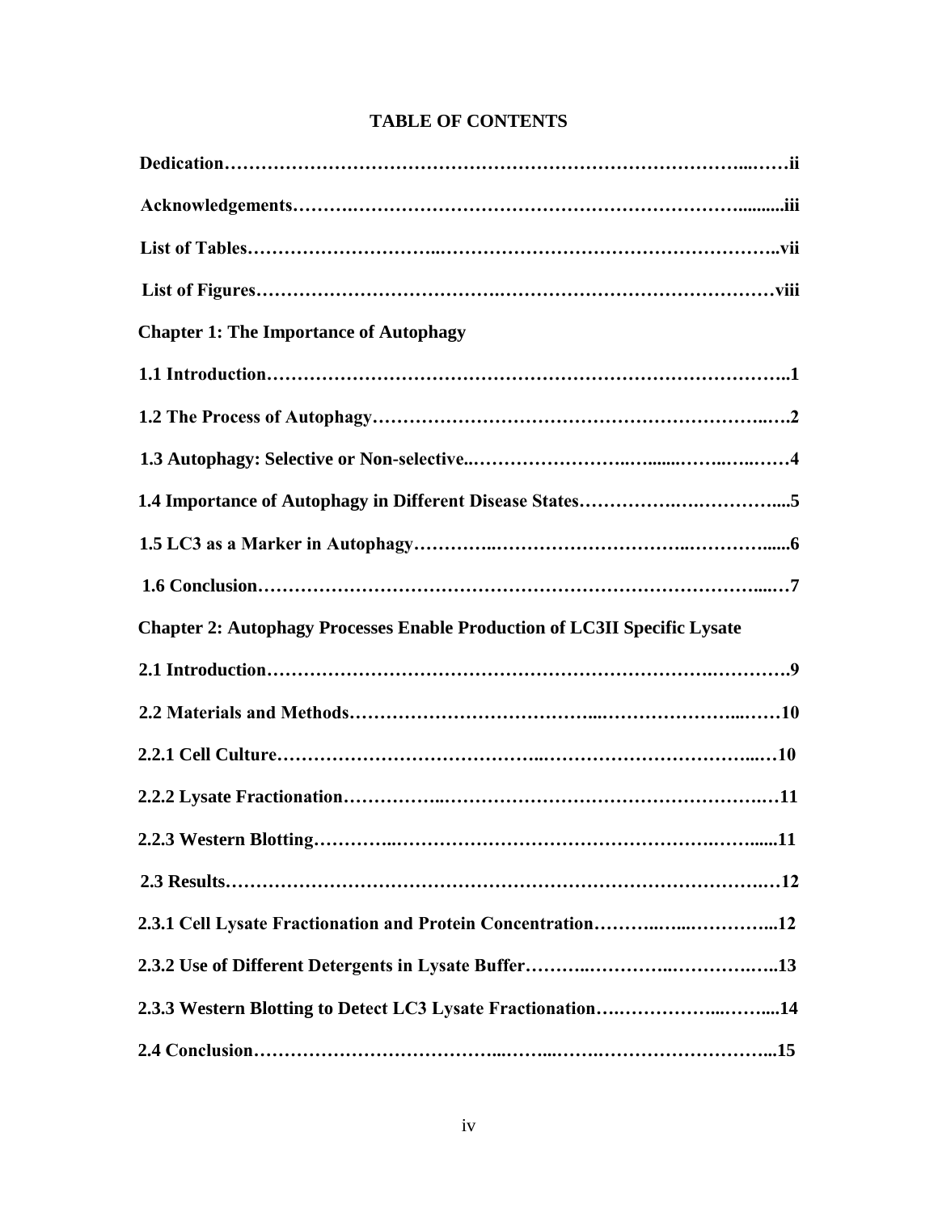# TABLE OF CONTENTS

**Dedication……………………………………………………………………………...……ii**

**Acknowledgements……….……………………………………………………….........iii**

**List of Tables………………………..……………………………………………..vii**

**List of Figures……………………………….……………………………………viii**

**Chapter 1: The Importance of Autophagy**

**1.1 Introduction……………………………………………………………………..1**

**1.2 The Process of Autophagy……………………………………………………..…..2**

**1.3 Autophagy: Selective or Non-selective..…………………..…......……..…..……4**

**1.4 Importance of Autophagy in Different Disease States…………….….…………....5**

**1.5 LC3 as a Marker in Autophagy…………..……………………….…..………......6**

**1.6 Conclusion……………………………………………………………………....…7**

**Chapter 2: Autophagy Processes Enable Production of LC3II Specific Lysate**

**2.1 Introduction…………………………………………………………….…………9**

**2.2 Materials and Methods……………………………....………………...……10**

**2.2.1 Cell Culture…………………………………..……………………………...…10**

**2.2.2 Lysate Fractionation……………..…………………………………………….…11**

**2.2.3 Western Blotting…………..………………………………………….……......11**

**2.3 Results………………………………………………………………………….…12**

**2.3.1 Cell Lysate Fractionation and Protein Concentration………..…...…………...12**

**2.3.2 Use of Different Detergents in Lysate Buffer……….…………..…………….…..13**

**2.3.3 Western Blotting to Detect LC3 Lysate Fractionation….……………...……....14**

**2.4 Conclusion………………………………...……...…….……………………...15**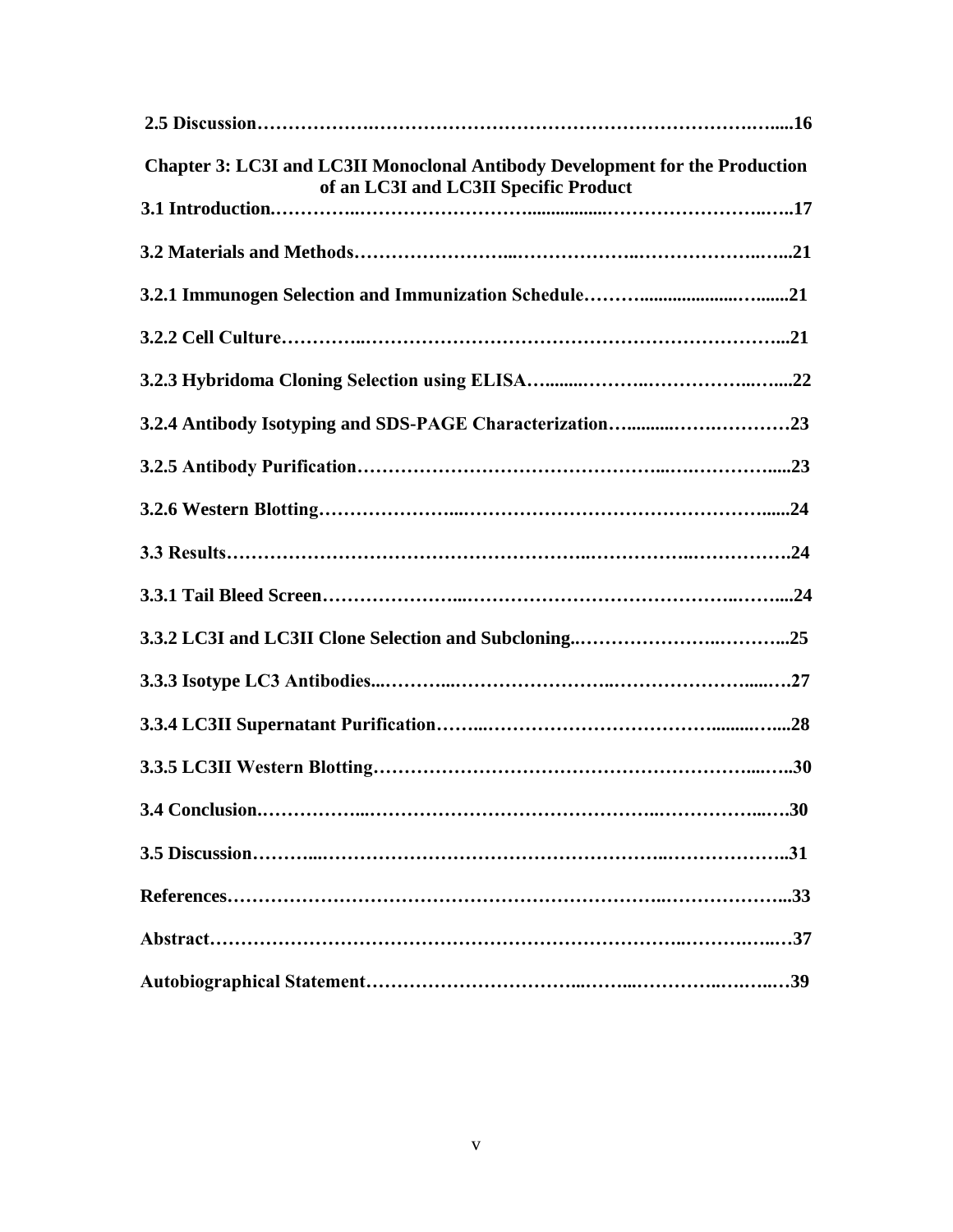**2.5 Discussion……………….……………………………………………………….…....16**

**Chapter 3: LC3I and LC3II Monoclonal Antibody Development for the Production of an LC3I and LC3II Specific Product**

**3.1 Introduction.…………..……………………….................……………………..…..17**

**3.2 Materials and Methods……………………...………………..…………………..…...21**

**3.2.1 Immunogen Selection and Immunization Schedule………...................…......21**

**3.2.2 Cell Culture…………..…………………………………………………………...21**

**3.2.3 Hybridoma Cloning Selection using ELISA….........……….……………..…....22**

**3.2.4 Antibody Isotyping and SDS-PAGE Characterization…..........…….…………23**

**3.2.5 Antibody Purification……………………………………………...…..……….....23**

**3.2.6 Western Blotting…………………...……………………………………………......24**

**3.3 Results…………………………………………….…………..…………….24**

**3.3.1 Tail Bleed Screen…………………...……………………………………..……...24**

**3.3.2 LC3I and LC3II Clone Selection and Subcloning..………………..………...25**

**3.3.3 Isotype LC3 Antibodies...………...……………………..……………………......….27**

**3.3.4 LC3II Supernatant Purification……...……………………………….........…...28**

**3.3.5 LC3II Western Blotting……………………………………………………....…..30**

**3.4 Conclusion.……………...……………………………………..……………...….30**

**3.5 Discussion………...……………………………………………..………………..31**

**References……………………………………………………………..……………...33**

**Abstract………………………………………………………………..…………..…37**

**Autobiographical Statement……………………………...……...…………..……..…39**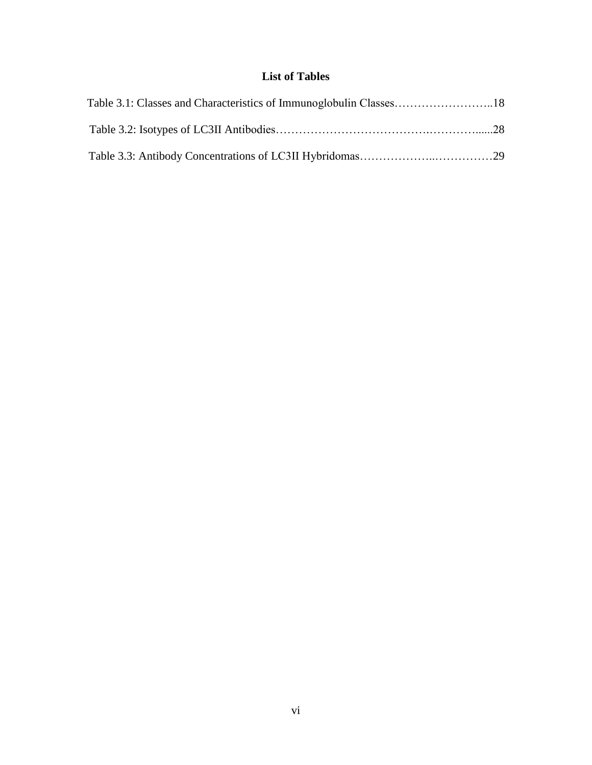# List of Tables

Table 3.1: Classes and Characteristics of Immunoglobulin Classes……………………..18

Table 3.2: Isotypes of LC3II Antibodies……………………………….………….....28

Table 3.3: Antibody Concentrations of LC3II Hybridomas………………..……………29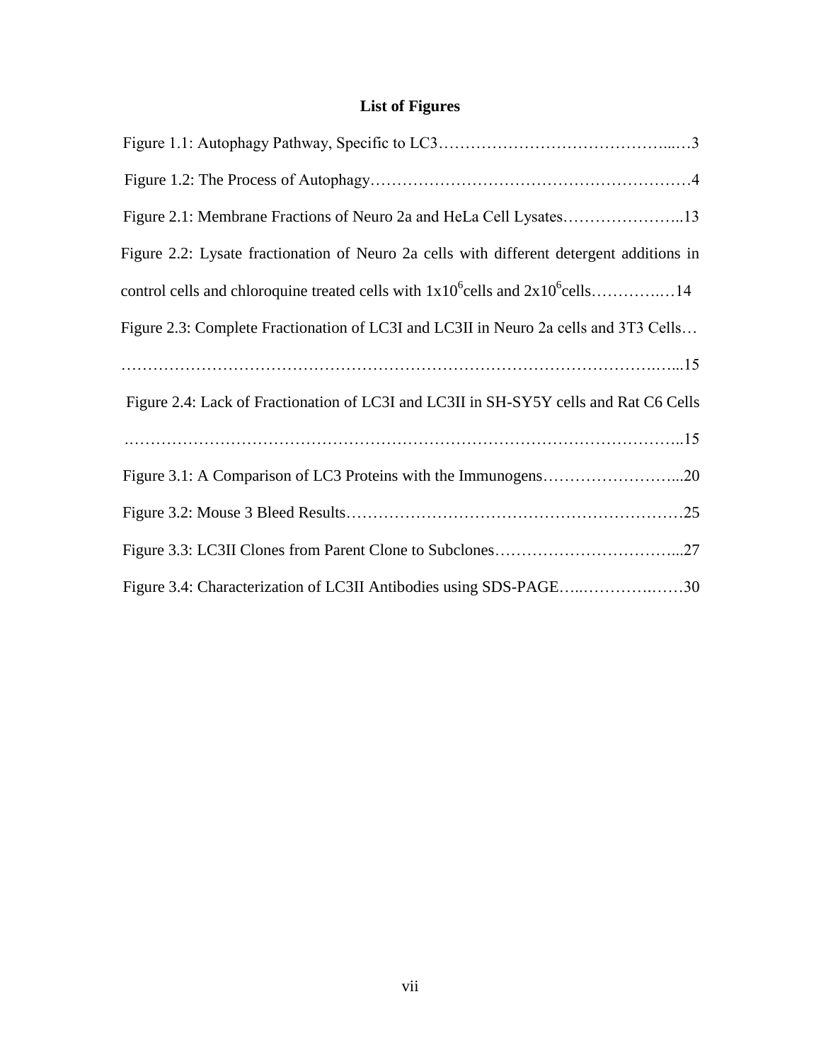## List of Figures

Figure 1.1: Autophagy Pathway, Specific to LC3……………………………………...…3

Figure 1.2: The Process of Autophagy…………………………………………………4

Figure 2.1: Membrane Fractions of Neuro 2a and HeLa Cell Lysates…………………..13

Figure 2.2: Lysate fractionation of Neuro 2a cells with different detergent additions in control cells and chloroquine treated cells with $1x10^6$cells and $2x10^6$cells…………..…14

Figure 2.3: Complete Fractionation of LC3I and LC3II in Neuro 2a cells and 3T3 Cells… ………………………………………………………………………………..…...15

Figure 2.4: Lack of Fractionation of LC3I and LC3II in SH-SY5Y cells and Rat C6 Cells ………………………………………………………………………………………..15

Figure 3.1: A Comparison of LC3 Proteins with the Immunogens……………………...20

Figure 3.2: Mouse 3 Bleed Results………………………………………………………25

Figure 3.3: LC3II Clones from Parent Clone to Subclones……………………………...27

Figure 3.4: Characterization of LC3II Antibodies using SDS-PAGE…..…………….……30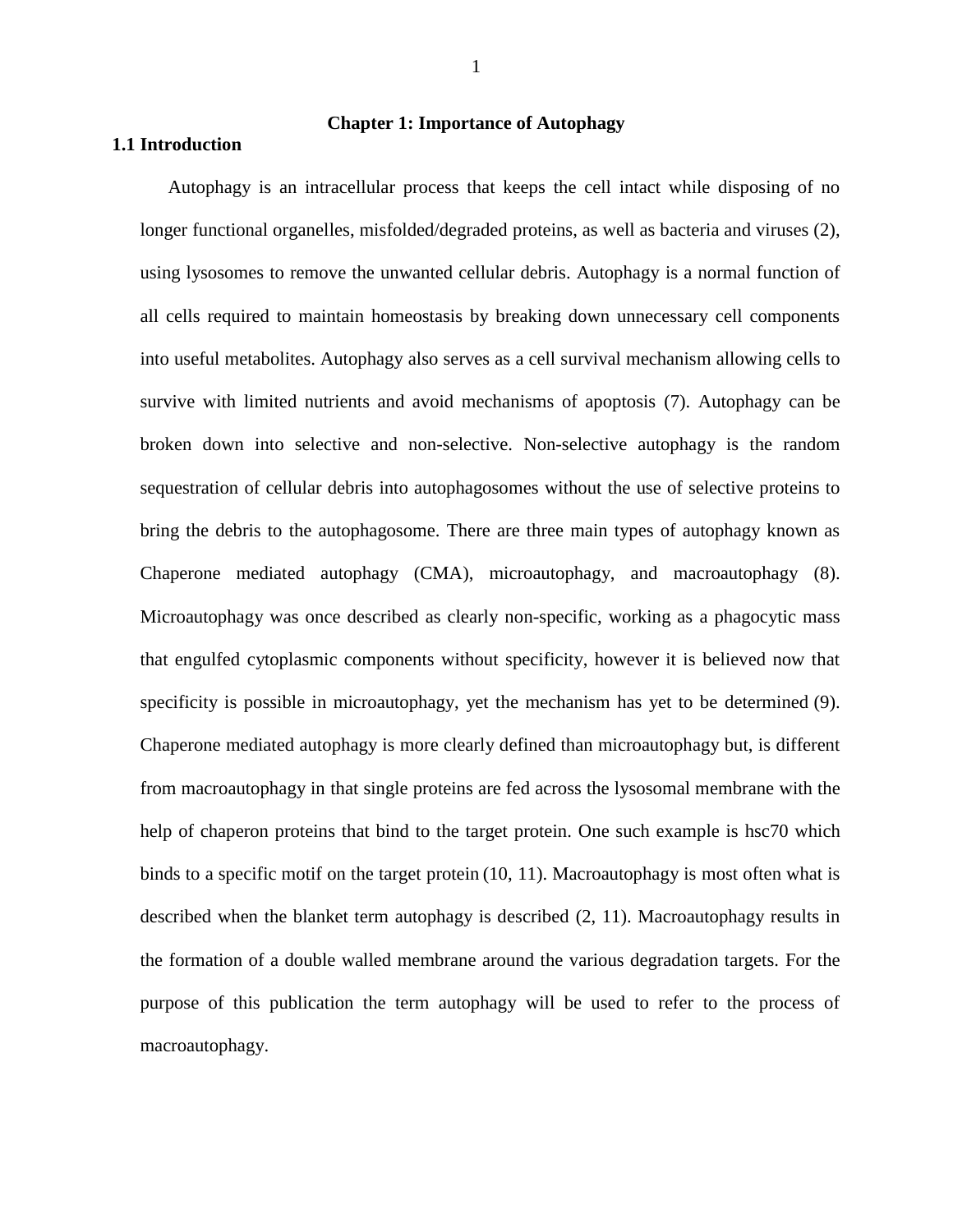# Chapter 1: Importance of Autophagy

## 1.1 Introduction

Autophagy is an intracellular process that keeps the cell intact while disposing of no longer functional organelles, misfolded/degraded proteins, as well as bacteria and viruses (2), using lysosomes to remove the unwanted cellular debris. Autophagy is a normal function of all cells required to maintain homeostasis by breaking down unnecessary cell components into useful metabolites. Autophagy also serves as a cell survival mechanism allowing cells to survive with limited nutrients and avoid mechanisms of apoptosis (7). Autophagy can be broken down into selective and non-selective. Non-selective autophagy is the random sequestration of cellular debris into autophagosomes without the use of selective proteins to bring the debris to the autophagosome. There are three main types of autophagy known as Chaperone mediated autophagy (CMA), microautophagy, and macroautophagy (8). Microautophagy was once described as clearly non-specific, working as a phagocytic mass that engulfed cytoplasmic components without specificity, however it is believed now that specificity is possible in microautophagy, yet the mechanism has yet to be determined (9). Chaperone mediated autophagy is more clearly defined than microautophagy but, is different from macroautophagy in that single proteins are fed across the lysosomal membrane with the help of chaperon proteins that bind to the target protein. One such example is hsc70 which binds to a specific motif on the target protein (10, 11). Macroautophagy is most often what is described when the blanket term autophagy is described (2, 11). Macroautophagy results in the formation of a double walled membrane around the various degradation targets. For the purpose of this publication the term autophagy will be used to refer to the process of macroautophagy.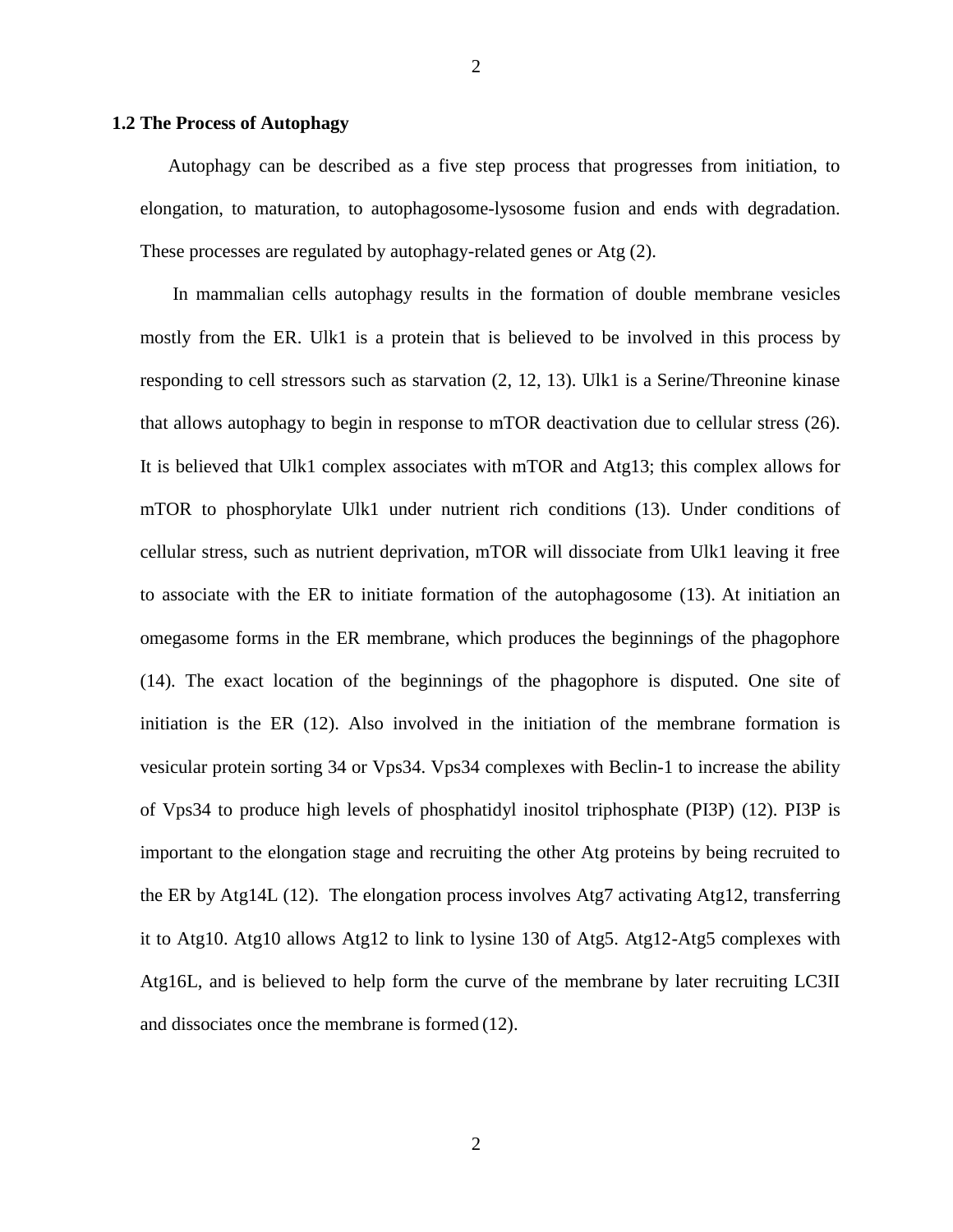## 1.2 The Process of Autophagy

Autophagy can be described as a five step process that progresses from initiation, to elongation, to maturation, to autophagosome-lysosome fusion and ends with degradation. These processes are regulated by autophagy-related genes or Atg (2).

In mammalian cells autophagy results in the formation of double membrane vesicles mostly from the ER. Ulk1 is a protein that is believed to be involved in this process by responding to cell stressors such as starvation (2, 12, 13). Ulk1 is a Serine/Threonine kinase that allows autophagy to begin in response to mTOR deactivation due to cellular stress (26). It is believed that Ulk1 complex associates with mTOR and Atg13; this complex allows for mTOR to phosphorylate Ulk1 under nutrient rich conditions (13). Under conditions of cellular stress, such as nutrient deprivation, mTOR will dissociate from Ulk1 leaving it free to associate with the ER to initiate formation of the autophagosome (13). At initiation an omegasome forms in the ER membrane, which produces the beginnings of the phagophore (14). The exact location of the beginnings of the phagophore is disputed. One site of initiation is the ER (12). Also involved in the initiation of the membrane formation is vesicular protein sorting 34 or Vps34. Vps34 complexes with Beclin-1 to increase the ability of Vps34 to produce high levels of phosphatidyl inositol triphosphate (PI3P) (12). PI3P is important to the elongation stage and recruiting the other Atg proteins by being recruited to the ER by Atg14L (12). The elongation process involves Atg7 activating Atg12, transferring it to Atg10. Atg10 allows Atg12 to link to lysine 130 of Atg5. Atg12-Atg5 complexes with Atg16L, and is believed to help form the curve of the membrane by later recruiting LC3II and dissociates once the membrane is formed (12).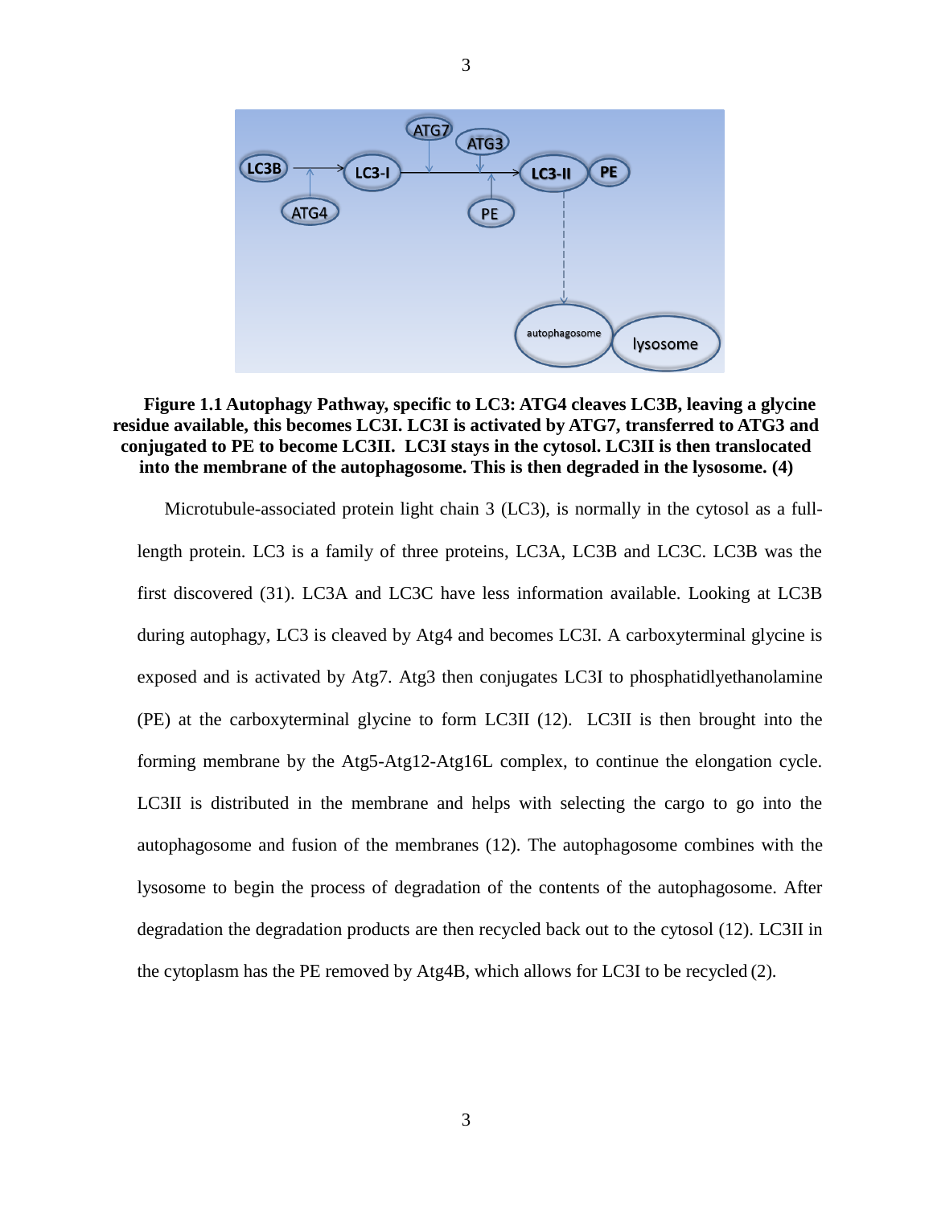**Figure 1.1 Autophagy Pathway, specific to LC3: ATG4 cleaves LC3B, leaving a glycine residue available, this becomes LC3I. LC3I is activated by ATG7, transferred to ATG3 and conjugated to PE to become LC3II. LC3I stays in the cytosol. LC3II is then translocated into the membrane of the autophagosome. This is then degraded in the lysosome. (4)**

Microtubule-associated protein light chain 3 (LC3), is normally in the cytosol as a full-length protein. LC3 is a family of three proteins, LC3A, LC3B and LC3C. LC3B was the first discovered (31). LC3A and LC3C have less information available. Looking at LC3B during autophagy, LC3 is cleaved by Atg4 and becomes LC3I. A carboxyterminal glycine is exposed and is activated by Atg7. Atg3 then conjugates LC3I to phosphatidlyethanolamine (PE) at the carboxyterminal glycine to form LC3II (12). LC3II is then brought into the forming membrane by the Atg5-Atg12-Atg16L complex, to continue the elongation cycle. LC3II is distributed in the membrane and helps with selecting the cargo to go into the autophagosome and fusion of the membranes (12). The autophagosome combines with the lysosome to begin the process of degradation of the contents of the autophagosome. After degradation the degradation products are then recycled back out to the cytosol (12). LC3II in the cytoplasm has the PE removed by Atg4B, which allows for LC3I to be recycled (2).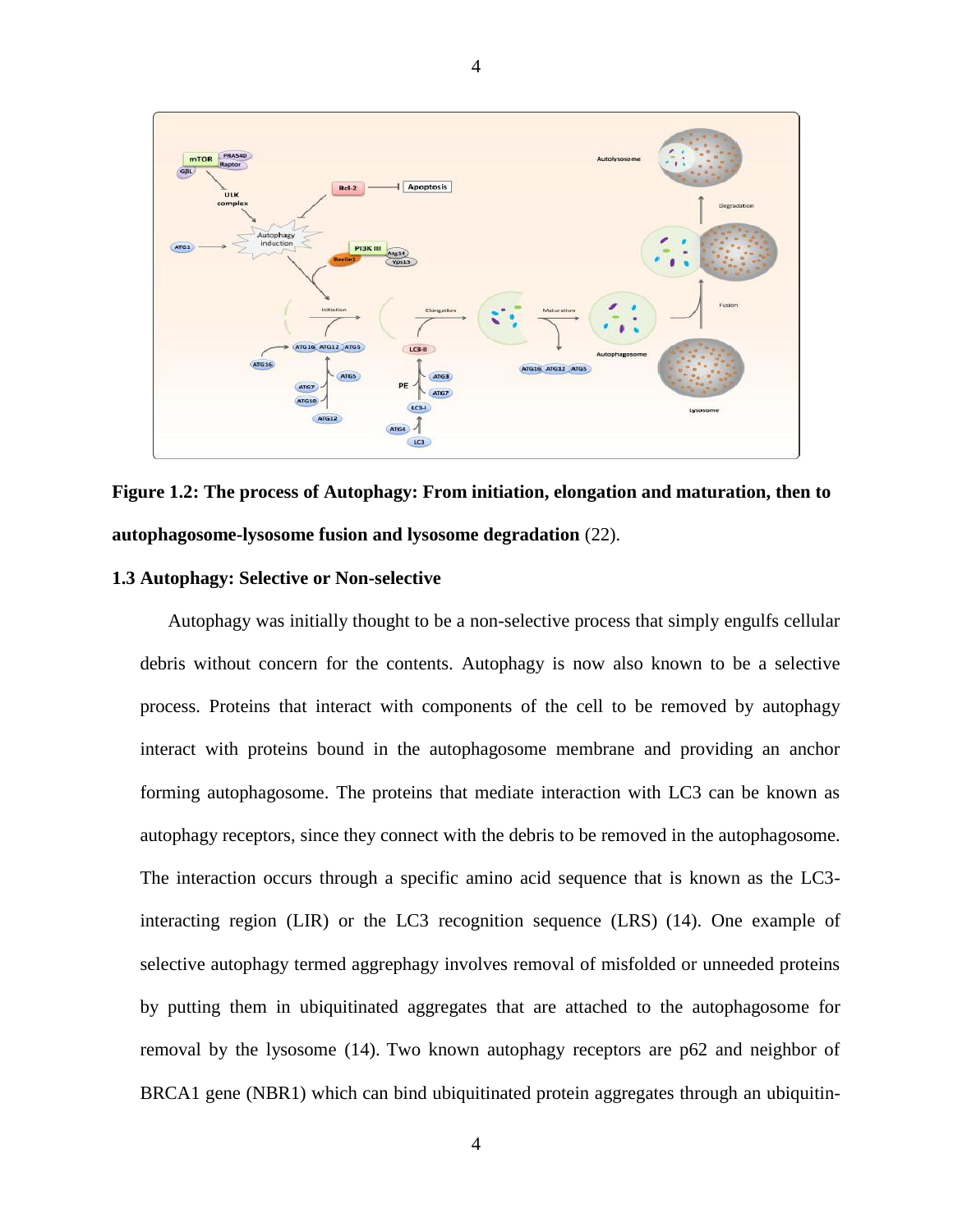**Figure 1.2: The process of Autophagy: From initiation, elongation and maturation, then to autophagosome-lysosome fusion and lysosome degradation** (22).

### 1.3 Autophagy: Selective or Non-selective

Autophagy was initially thought to be a non-selective process that simply engulfs cellular debris without concern for the contents. Autophagy is now also known to be a selective process. Proteins that interact with components of the cell to be removed by autophagy interact with proteins bound in the autophagosome membrane and providing an anchor forming autophagosome. The proteins that mediate interaction with LC3 can be known as autophagy receptors, since they connect with the debris to be removed in the autophagosome. The interaction occurs through a specific amino acid sequence that is known as the LC3-interacting region (LIR) or the LC3 recognition sequence (LRS) (14). One example of selective autophagy termed aggrephagy involves removal of misfolded or unneeded proteins by putting them in ubiquitinated aggregates that are attached to the autophagosome for removal by the lysosome (14). Two known autophagy receptors are p62 and neighbor of BRCA1 gene (NBR1) which can bind ubiquitinated protein aggregates through an ubiquitin-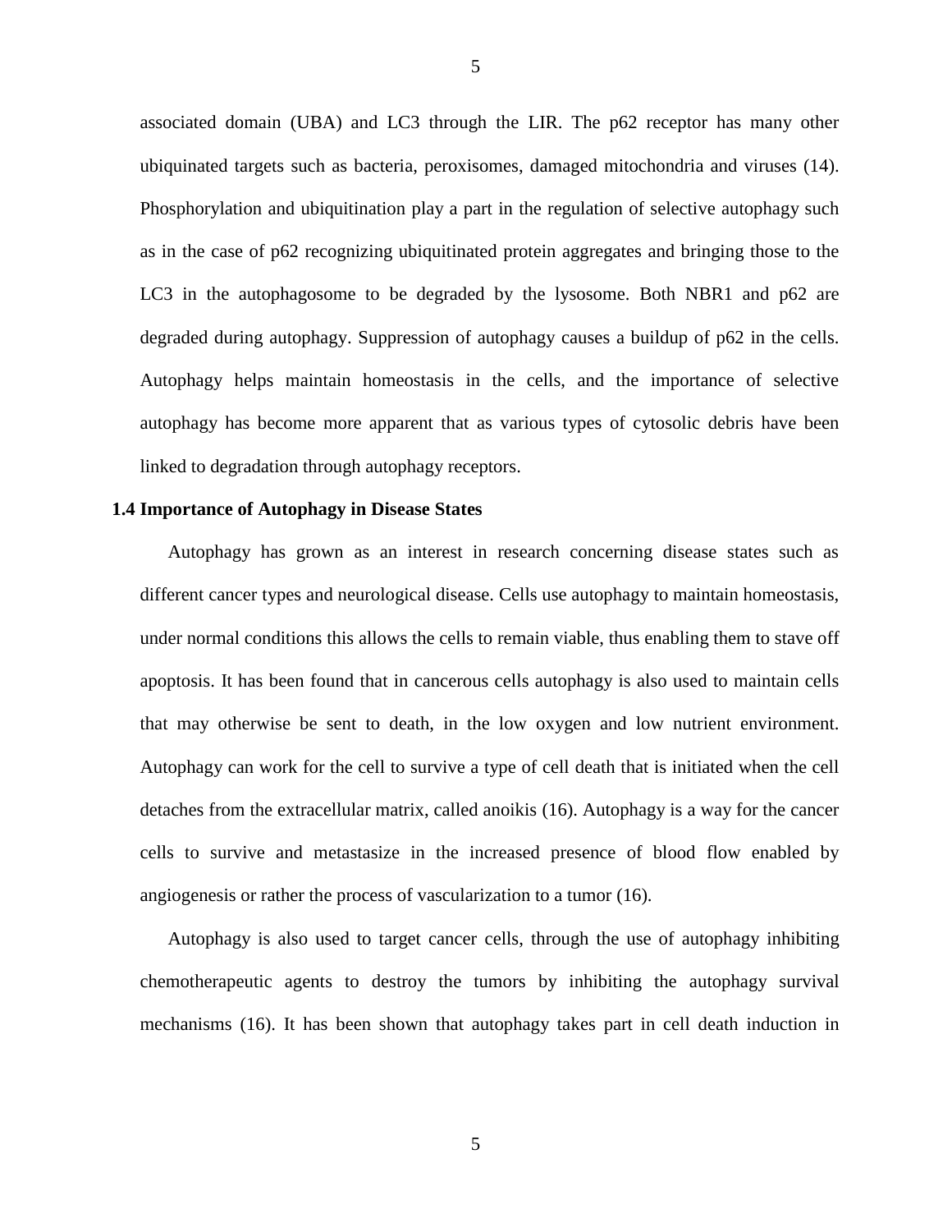associated domain (UBA) and LC3 through the LIR. The p62 receptor has many other ubiquinated targets such as bacteria, peroxisomes, damaged mitochondria and viruses (14). Phosphorylation and ubiquitination play a part in the regulation of selective autophagy such as in the case of p62 recognizing ubiquitinated protein aggregates and bringing those to the LC3 in the autophagosome to be degraded by the lysosome. Both NBR1 and p62 are degraded during autophagy. Suppression of autophagy causes a buildup of p62 in the cells. Autophagy helps maintain homeostasis in the cells, and the importance of selective autophagy has become more apparent that as various types of cytosolic debris have been linked to degradation through autophagy receptors.

### 1.4 Importance of Autophagy in Disease States

Autophagy has grown as an interest in research concerning disease states such as different cancer types and neurological disease. Cells use autophagy to maintain homeostasis, under normal conditions this allows the cells to remain viable, thus enabling them to stave off apoptosis. It has been found that in cancerous cells autophagy is also used to maintain cells that may otherwise be sent to death, in the low oxygen and low nutrient environment. Autophagy can work for the cell to survive a type of cell death that is initiated when the cell detaches from the extracellular matrix, called anoikis (16). Autophagy is a way for the cancer cells to survive and metastasize in the increased presence of blood flow enabled by angiogenesis or rather the process of vascularization to a tumor (16).

Autophagy is also used to target cancer cells, through the use of autophagy inhibiting chemotherapeutic agents to destroy the tumors by inhibiting the autophagy survival mechanisms (16). It has been shown that autophagy takes part in cell death induction in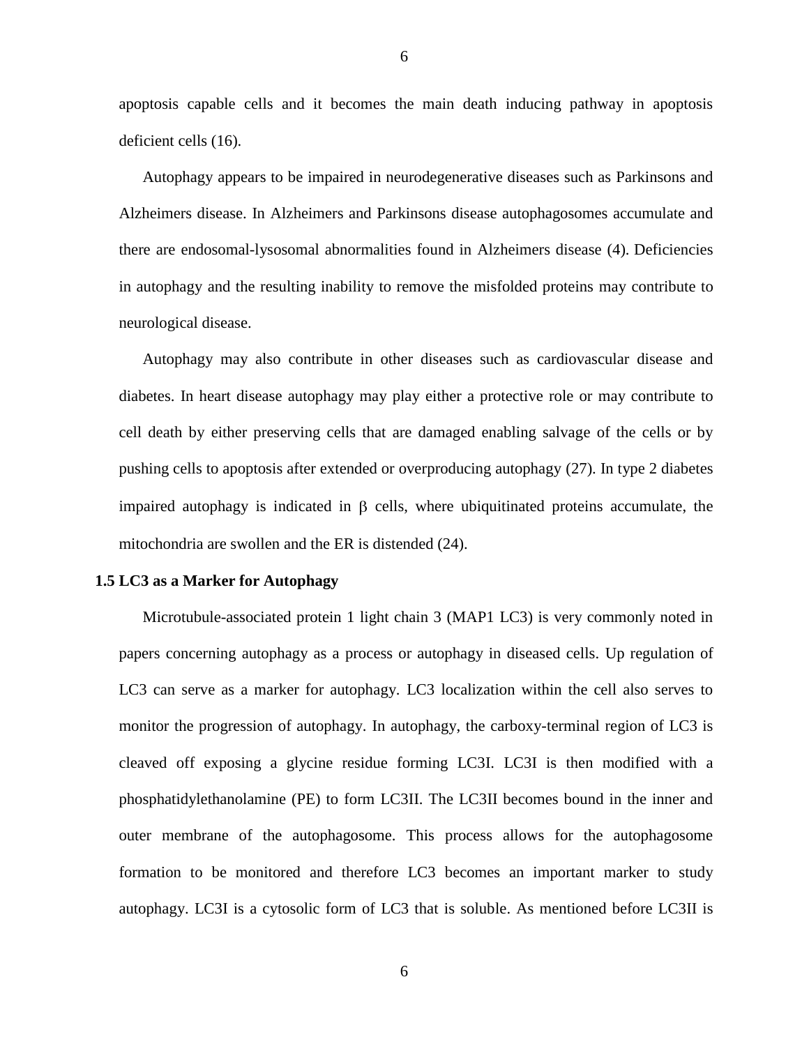apoptosis capable cells and it becomes the main death inducing pathway in apoptosis deficient cells (16).

Autophagy appears to be impaired in neurodegenerative diseases such as Parkinsons and Alzheimers disease. In Alzheimers and Parkinsons disease autophagosomes accumulate and there are endosomal-lysosomal abnormalities found in Alzheimers disease (4). Deficiencies in autophagy and the resulting inability to remove the misfolded proteins may contribute to neurological disease.

Autophagy may also contribute in other diseases such as cardiovascular disease and diabetes. In heart disease autophagy may play either a protective role or may contribute to cell death by either preserving cells that are damaged enabling salvage of the cells or by pushing cells to apoptosis after extended or overproducing autophagy (27). In type 2 diabetes impaired autophagy is indicated in $\beta$ cells, where ubiquitinated proteins accumulate, the mitochondria are swollen and the ER is distended (24).

## 1.5 LC3 as a Marker for Autophagy

Microtubule-associated protein 1 light chain 3 (MAP1 LC3) is very commonly noted in papers concerning autophagy as a process or autophagy in diseased cells. Up regulation of LC3 can serve as a marker for autophagy. LC3 localization within the cell also serves to monitor the progression of autophagy. In autophagy, the carboxy-terminal region of LC3 is cleaved off exposing a glycine residue forming LC3I. LC3I is then modified with a phosphatidylethanolamine (PE) to form LC3II. The LC3II becomes bound in the inner and outer membrane of the autophagosome. This process allows for the autophagosome formation to be monitored and therefore LC3 becomes an important marker to study autophagy. LC3I is a cytosolic form of LC3 that is soluble. As mentioned before LC3II is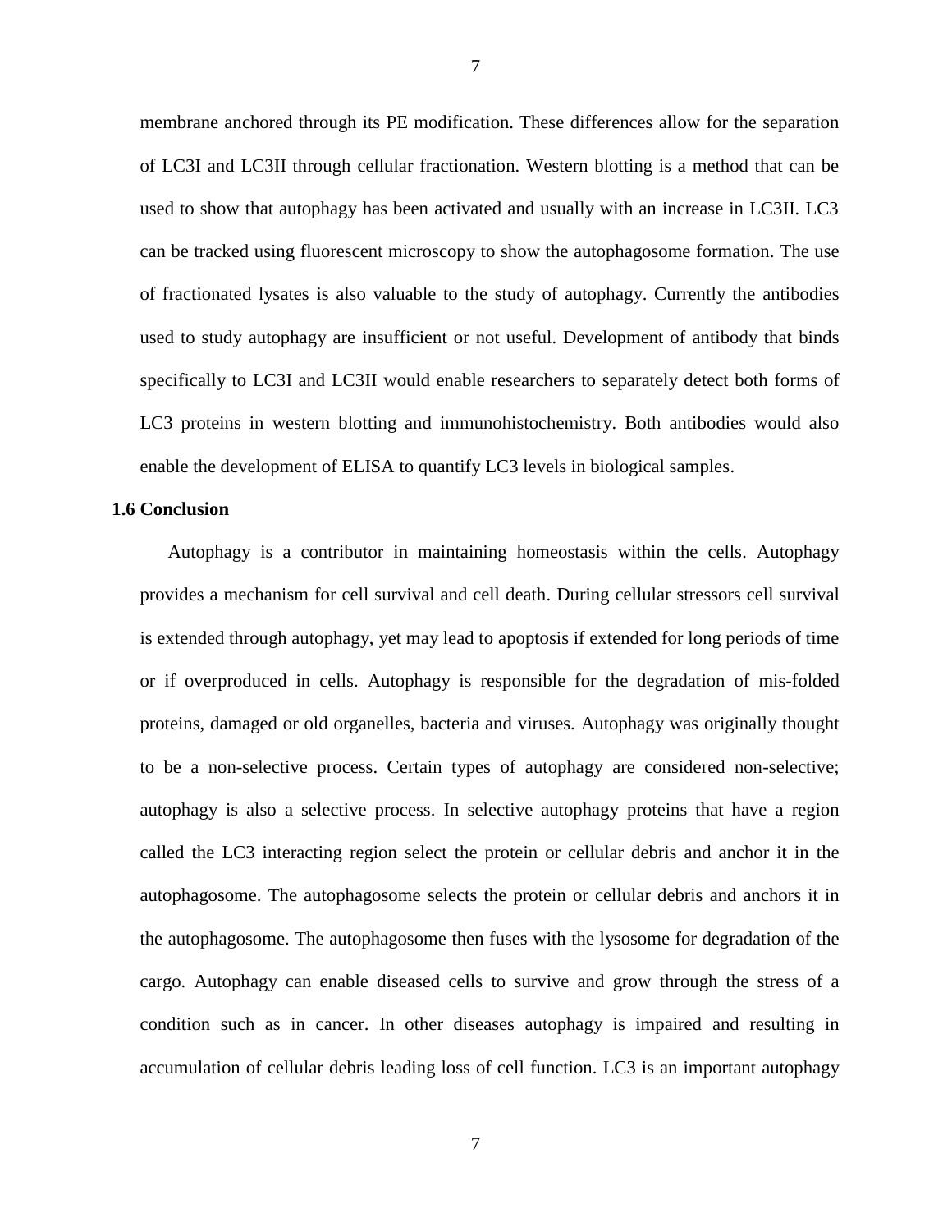membrane anchored through its PE modification. These differences allow for the separation of LC3I and LC3II through cellular fractionation. Western blotting is a method that can be used to show that autophagy has been activated and usually with an increase in LC3II. LC3 can be tracked using fluorescent microscopy to show the autophagosome formation. The use of fractionated lysates is also valuable to the study of autophagy. Currently the antibodies used to study autophagy are insufficient or not useful. Development of antibody that binds specifically to LC3I and LC3II would enable researchers to separately detect both forms of LC3 proteins in western blotting and immunohistochemistry. Both antibodies would also enable the development of ELISA to quantify LC3 levels in biological samples.

### 1.6 Conclusion

Autophagy is a contributor in maintaining homeostasis within the cells. Autophagy provides a mechanism for cell survival and cell death. During cellular stressors cell survival is extended through autophagy, yet may lead to apoptosis if extended for long periods of time or if overproduced in cells. Autophagy is responsible for the degradation of mis-folded proteins, damaged or old organelles, bacteria and viruses. Autophagy was originally thought to be a non-selective process. Certain types of autophagy are considered non-selective; autophagy is also a selective process. In selective autophagy proteins that have a region called the LC3 interacting region select the protein or cellular debris and anchor it in the autophagosome. The autophagosome selects the protein or cellular debris and anchors it in the autophagosome. The autophagosome then fuses with the lysosome for degradation of the cargo. Autophagy can enable diseased cells to survive and grow through the stress of a condition such as in cancer. In other diseases autophagy is impaired and resulting in accumulation of cellular debris leading loss of cell function. LC3 is an important autophagy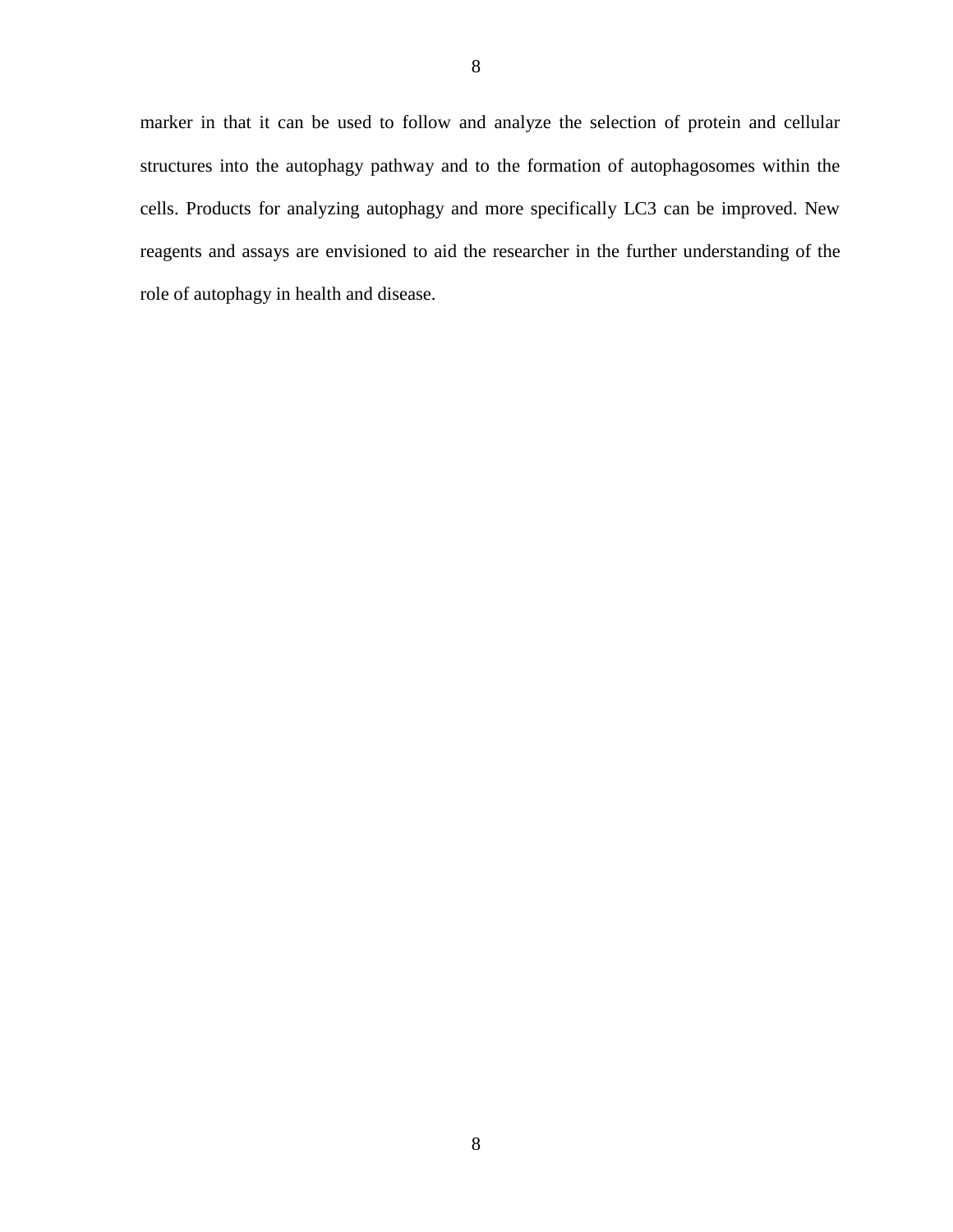marker in that it can be used to follow and analyze the selection of protein and cellular structures into the autophagy pathway and to the formation of autophagosomes within the cells. Products for analyzing autophagy and more specifically LC3 can be improved. New reagents and assays are envisioned to aid the researcher in the further understanding of the role of autophagy in health and disease.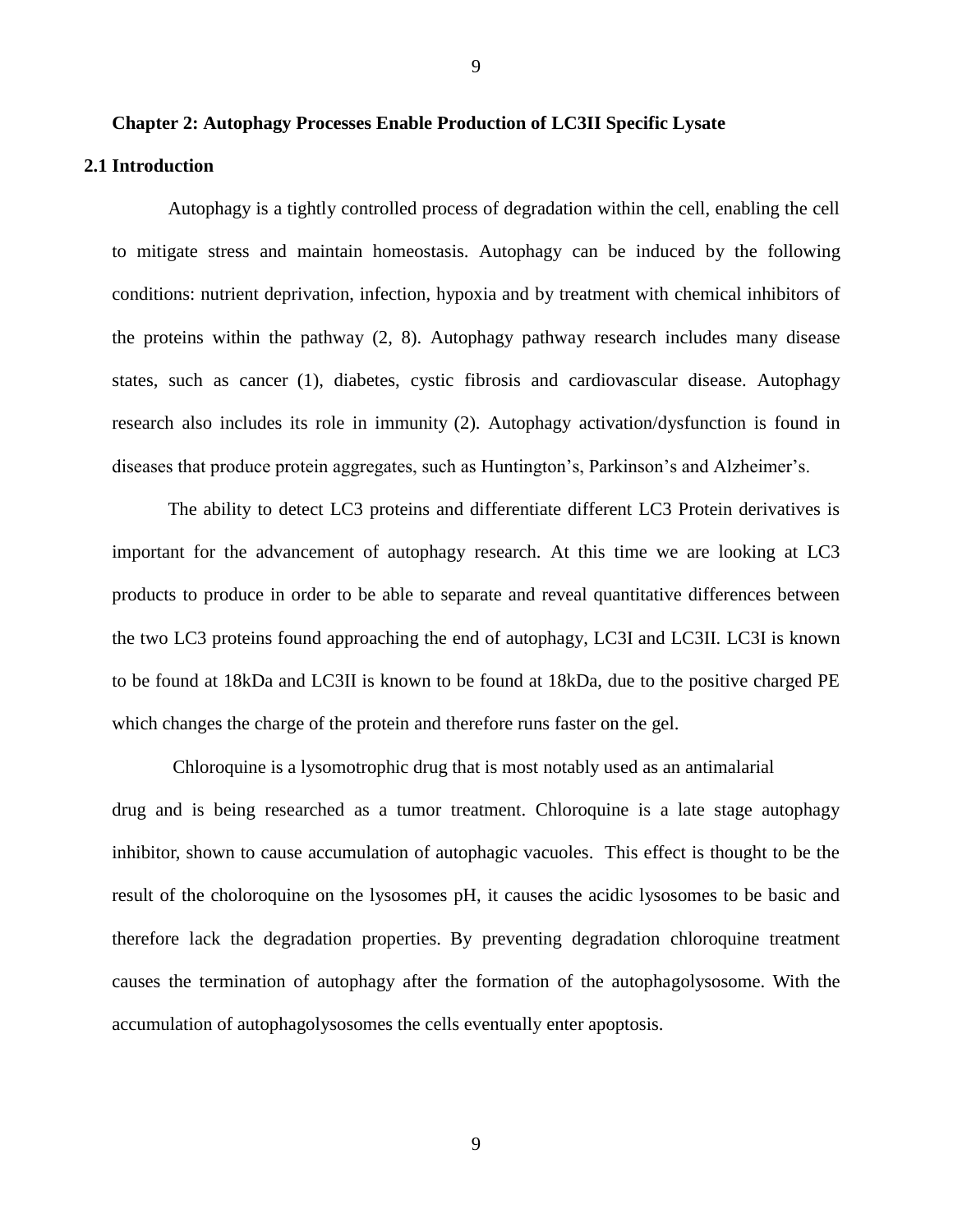## Chapter 2: Autophagy Processes Enable Production of LC3II Specific Lysate

### 2.1 Introduction

Autophagy is a tightly controlled process of degradation within the cell, enabling the cell to mitigate stress and maintain homeostasis. Autophagy can be induced by the following conditions: nutrient deprivation, infection, hypoxia and by treatment with chemical inhibitors of the proteins within the pathway (2, 8). Autophagy pathway research includes many disease states, such as cancer (1), diabetes, cystic fibrosis and cardiovascular disease. Autophagy research also includes its role in immunity (2). Autophagy activation/dysfunction is found in diseases that produce protein aggregates, such as Huntington's, Parkinson's and Alzheimer's.

The ability to detect LC3 proteins and differentiate different LC3 Protein derivatives is important for the advancement of autophagy research. At this time we are looking at LC3 products to produce in order to be able to separate and reveal quantitative differences between the two LC3 proteins found approaching the end of autophagy, LC3I and LC3II. LC3I is known to be found at 18kDa and LC3II is known to be found at 18kDa, due to the positive charged PE which changes the charge of the protein and therefore runs faster on the gel.

Chloroquine is a lysomotrophic drug that is most notably used as an antimalarial drug and is being researched as a tumor treatment. Chloroquine is a late stage autophagy inhibitor, shown to cause accumulation of autophagic vacuoles. This effect is thought to be the result of the choloroquine on the lysosomes pH, it causes the acidic lysosomes to be basic and therefore lack the degradation properties. By preventing degradation chloroquine treatment causes the termination of autophagy after the formation of the autophagolysosome. With the accumulation of autophagolysosomes the cells eventually enter apoptosis.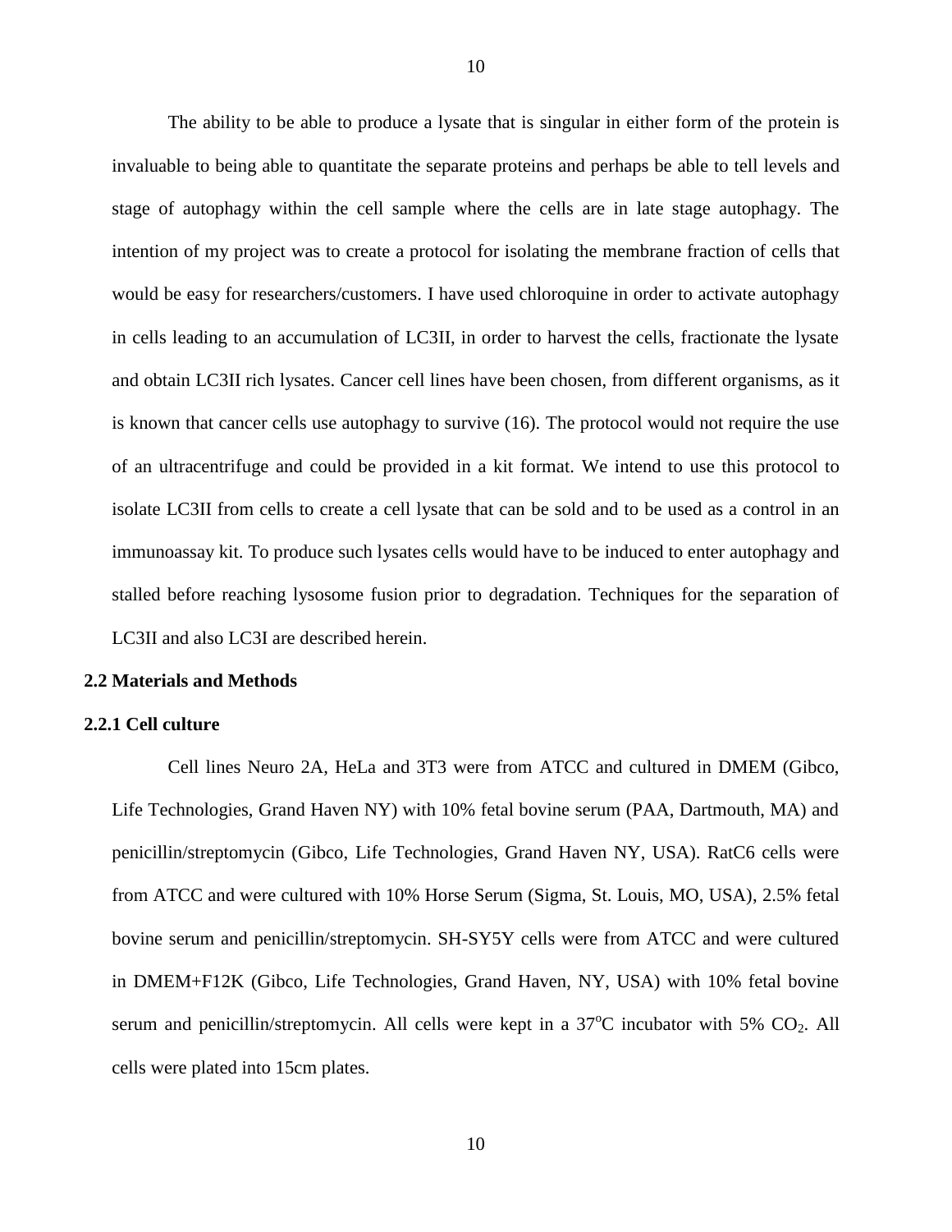The ability to be able to produce a lysate that is singular in either form of the protein is invaluable to being able to quantitate the separate proteins and perhaps be able to tell levels and stage of autophagy within the cell sample where the cells are in late stage autophagy. The intention of my project was to create a protocol for isolating the membrane fraction of cells that would be easy for researchers/customers. I have used chloroquine in order to activate autophagy in cells leading to an accumulation of LC3II, in order to harvest the cells, fractionate the lysate and obtain LC3II rich lysates. Cancer cell lines have been chosen, from different organisms, as it is known that cancer cells use autophagy to survive (16). The protocol would not require the use of an ultracentrifuge and could be provided in a kit format. We intend to use this protocol to isolate LC3II from cells to create a cell lysate that can be sold and to be used as a control in an immunoassay kit. To produce such lysates cells would have to be induced to enter autophagy and stalled before reaching lysosome fusion prior to degradation. Techniques for the separation of LC3II and also LC3I are described herein.

## 2.2 Materials and Methods

### 2.2.1 Cell culture

Cell lines Neuro 2A, HeLa and 3T3 were from ATCC and cultured in DMEM (Gibco, Life Technologies, Grand Haven NY) with 10% fetal bovine serum (PAA, Dartmouth, MA) and penicillin/streptomycin (Gibco, Life Technologies, Grand Haven NY, USA). RatC6 cells were from ATCC and were cultured with 10% Horse Serum (Sigma, St. Louis, MO, USA), 2.5% fetal bovine serum and penicillin/streptomycin. SH-SY5Y cells were from ATCC and were cultured in DMEM+F12K (Gibco, Life Technologies, Grand Haven, NY, USA) with 10% fetal bovine serum and penicillin/streptomycin. All cells were kept in a $37^{o}C$ incubator with 5% $CO_2$. All cells were plated into 15cm plates.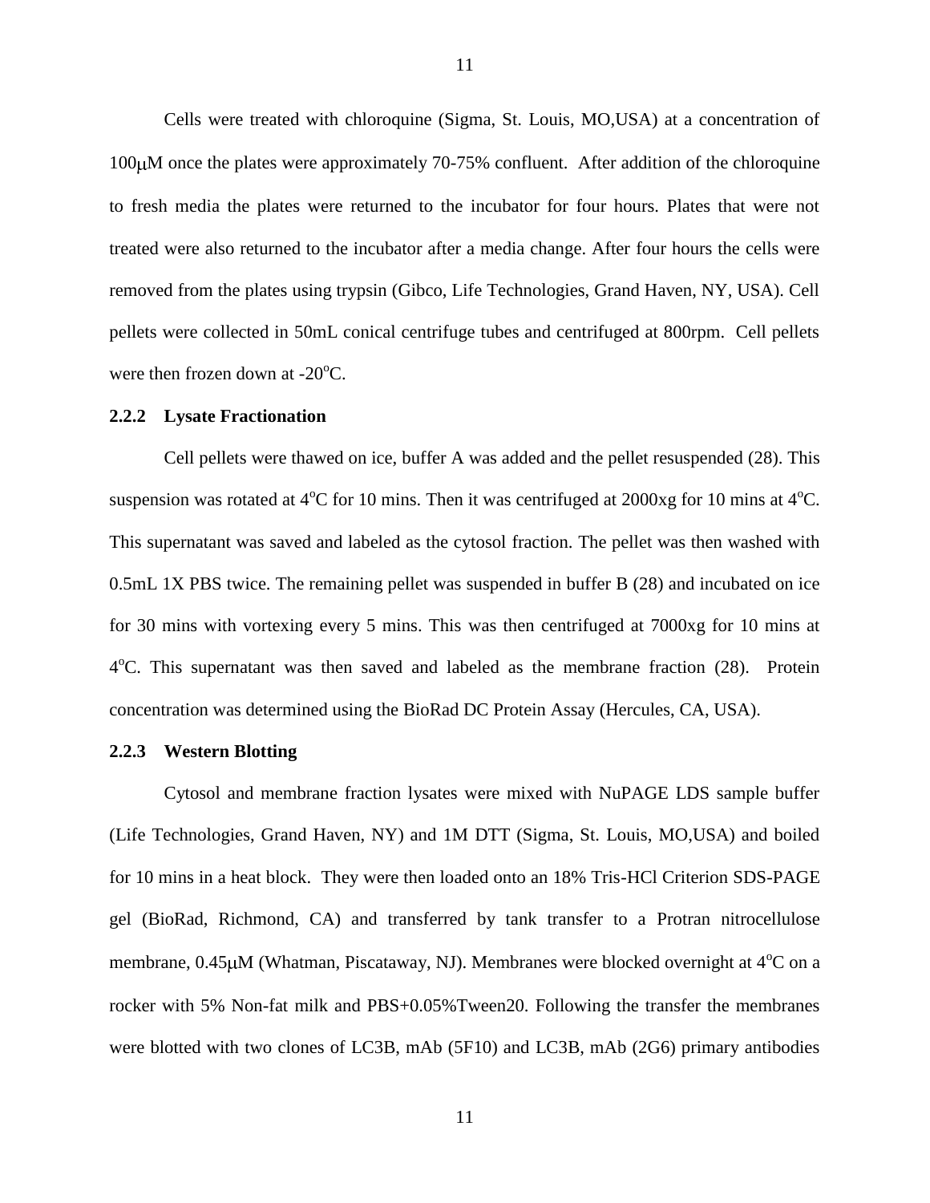Cells were treated with chloroquine (Sigma, St. Louis, MO,USA) at a concentration of 100μM once the plates were approximately 70-75% confluent. After addition of the chloroquine to fresh media the plates were returned to the incubator for four hours. Plates that were not treated were also returned to the incubator after a media change. After four hours the cells were removed from the plates using trypsin (Gibco, Life Technologies, Grand Haven, NY, USA). Cell pellets were collected in 50mL conical centrifuge tubes and centrifuged at 800rpm. Cell pellets were then frozen down at -20°C.

### 2.2.2 Lysate Fractionation

Cell pellets were thawed on ice, buffer A was added and the pellet resuspended (28). This suspension was rotated at 4°C for 10 mins. Then it was centrifuged at 2000xg for 10 mins at 4°C. This supernatant was saved and labeled as the cytosol fraction. The pellet was then washed with 0.5mL 1X PBS twice. The remaining pellet was suspended in buffer B (28) and incubated on ice for 30 mins with vortexing every 5 mins. This was then centrifuged at 7000xg for 10 mins at 4°C. This supernatant was then saved and labeled as the membrane fraction (28). Protein concentration was determined using the BioRad DC Protein Assay (Hercules, CA, USA).

### 2.2.3 Western Blotting

Cytosol and membrane fraction lysates were mixed with NuPAGE LDS sample buffer (Life Technologies, Grand Haven, NY) and 1M DTT (Sigma, St. Louis, MO,USA) and boiled for 10 mins in a heat block. They were then loaded onto an 18% Tris-HCl Criterion SDS-PAGE gel (BioRad, Richmond, CA) and transferred by tank transfer to a Protran nitrocellulose membrane, 0.45μM (Whatman, Piscataway, NJ). Membranes were blocked overnight at 4°C on a rocker with 5% Non-fat milk and PBS+0.05%Tween20. Following the transfer the membranes were blotted with two clones of LC3B, mAb (5F10) and LC3B, mAb (2G6) primary antibodies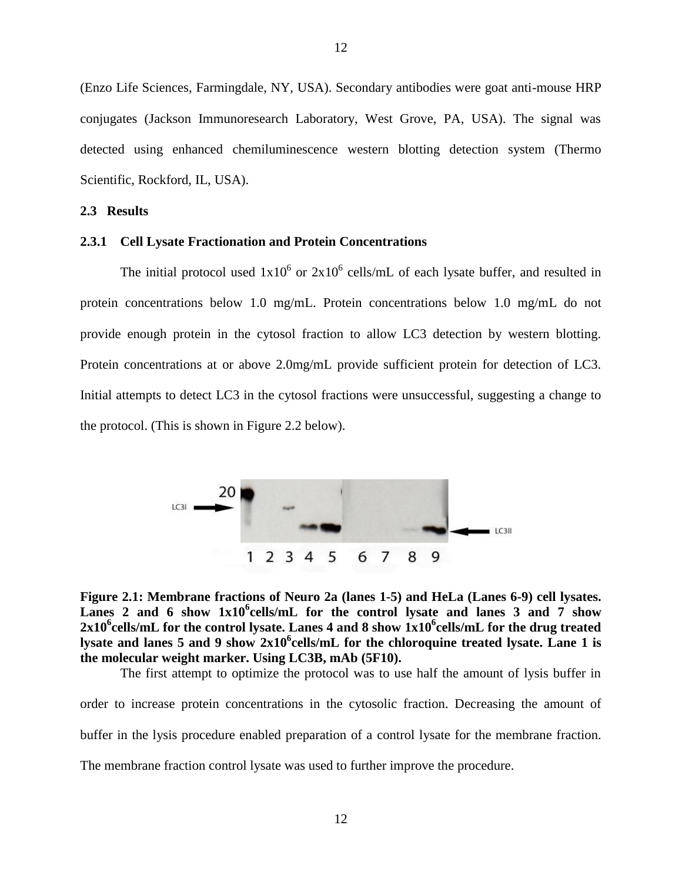(Enzo Life Sciences, Farmingdale, NY, USA). Secondary antibodies were goat anti-mouse HRP conjugates (Jackson Immunoresearch Laboratory, West Grove, PA, USA). The signal was detected using enhanced chemiluminescence western blotting detection system (Thermo Scientific, Rockford, IL, USA).

## 2.3 Results

### 2.3.1 Cell Lysate Fractionation and Protein Concentrations

The initial protocol used $1x10^6$ or $2x10^6$ cells/mL of each lysate buffer, and resulted in protein concentrations below 1.0 mg/mL. Protein concentrations below 1.0 mg/mL do not provide enough protein in the cytosol fraction to allow LC3 detection by western blotting. Protein concentrations at or above 2.0mg/mL provide sufficient protein for detection of LC3. Initial attempts to detect LC3 in the cytosol fractions were unsuccessful, suggesting a change to the protocol. (This is shown in Figure 2.2 below).

**Figure 2.1: Membrane fractions of Neuro 2a (lanes 1-5) and HeLa (Lanes 6-9) cell lysates. Lanes 2 and 6 show $1x10^6$cells/mL for the control lysate and lanes 3 and 7 show $2x10^6$cells/mL for the control lysate. Lanes 4 and 8 show $1x10^6$cells/mL for the drug treated lysate and lanes 5 and 9 show $2x10^6$cells/mL for the chloroquine treated lysate. Lane 1 is the molecular weight marker. Using LC3B, mAb (5F10).**

The first attempt to optimize the protocol was to use half the amount of lysis buffer in order to increase protein concentrations in the cytosolic fraction. Decreasing the amount of buffer in the lysis procedure enabled preparation of a control lysate for the membrane fraction. The membrane fraction control lysate was used to further improve the procedure.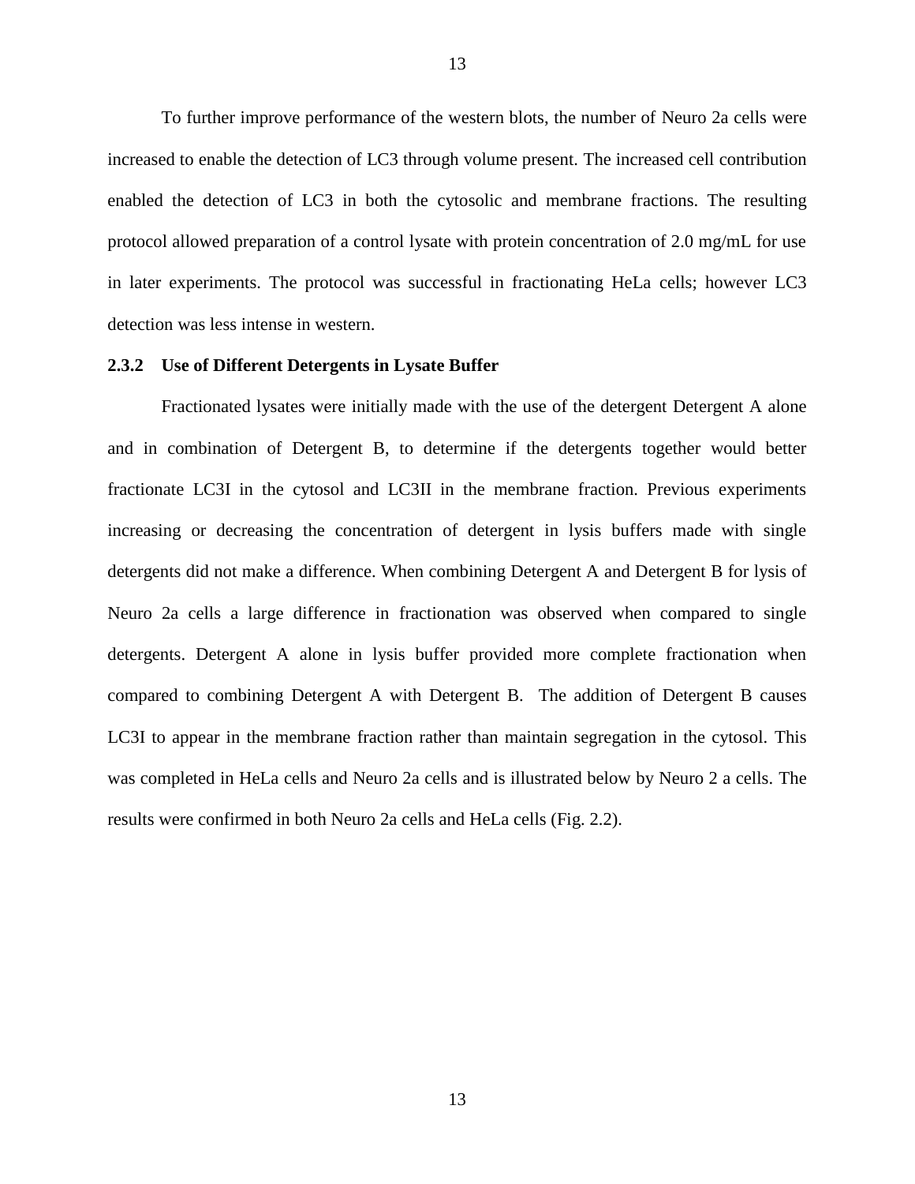To further improve performance of the western blots, the number of Neuro 2a cells were increased to enable the detection of LC3 through volume present. The increased cell contribution enabled the detection of LC3 in both the cytosolic and membrane fractions. The resulting protocol allowed preparation of a control lysate with protein concentration of 2.0 mg/mL for use in later experiments. The protocol was successful in fractionating HeLa cells; however LC3 detection was less intense in western.

### 2.3.2 Use of Different Detergents in Lysate Buffer

Fractionated lysates were initially made with the use of the detergent Detergent A alone and in combination of Detergent B, to determine if the detergents together would better fractionate LC3I in the cytosol and LC3II in the membrane fraction. Previous experiments increasing or decreasing the concentration of detergent in lysis buffers made with single detergents did not make a difference. When combining Detergent A and Detergent B for lysis of Neuro 2a cells a large difference in fractionation was observed when compared to single detergents. Detergent A alone in lysis buffer provided more complete fractionation when compared to combining Detergent A with Detergent B. The addition of Detergent B causes LC3I to appear in the membrane fraction rather than maintain segregation in the cytosol. This was completed in HeLa cells and Neuro 2a cells and is illustrated below by Neuro 2 a cells. The results were confirmed in both Neuro 2a cells and HeLa cells (Fig. 2.2).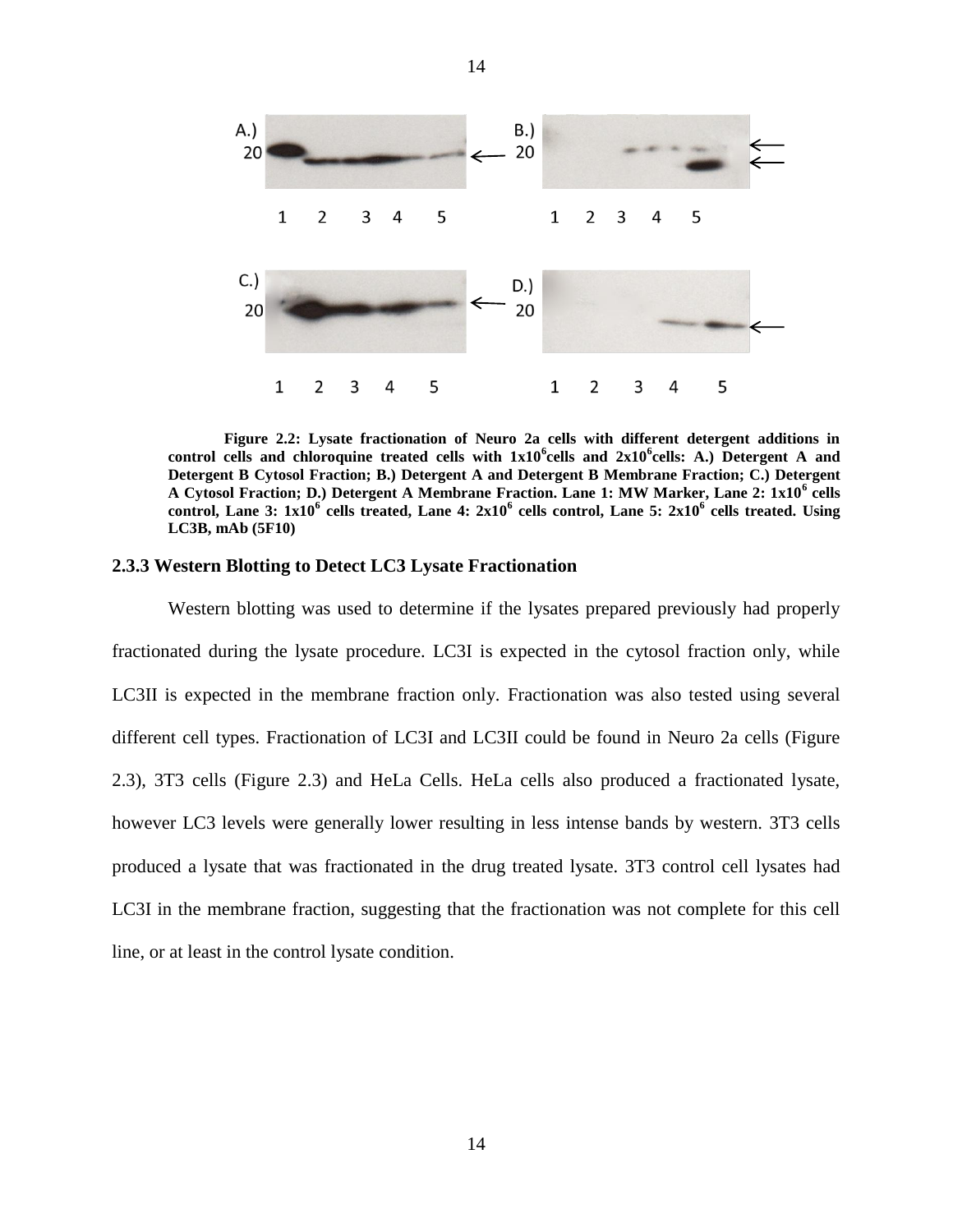**Figure 2.2: Lysate fractionation of Neuro 2a cells with different detergent additions in control cells and chloroquine treated cells with 1x10$^6$cells and 2x10$^6$cells: A.) Detergent A and Detergent B Cytosol Fraction; B.) Detergent A and Detergent B Membrane Fraction; C.) Detergent A Cytosol Fraction; D.) Detergent A Membrane Fraction. Lane 1: MW Marker, Lane 2: 1x10$^6$ cells control, Lane 3: 1x10$^6$ cells treated, Lane 4: 2x10$^6$ cells control, Lane 5: 2x10$^6$ cells treated. Using LC3B, mAb (5F10)**

### 2.3.3 Western Blotting to Detect LC3 Lysate Fractionation

Western blotting was used to determine if the lysates prepared previously had properly fractionated during the lysate procedure. LC3I is expected in the cytosol fraction only, while LC3II is expected in the membrane fraction only. Fractionation was also tested using several different cell types. Fractionation of LC3I and LC3II could be found in Neuro 2a cells (Figure 2.3), 3T3 cells (Figure 2.3) and HeLa Cells. HeLa cells also produced a fractionated lysate, however LC3 levels were generally lower resulting in less intense bands by western. 3T3 cells produced a lysate that was fractionated in the drug treated lysate. 3T3 control cell lysates had LC3I in the membrane fraction, suggesting that the fractionation was not complete for this cell line, or at least in the control lysate condition.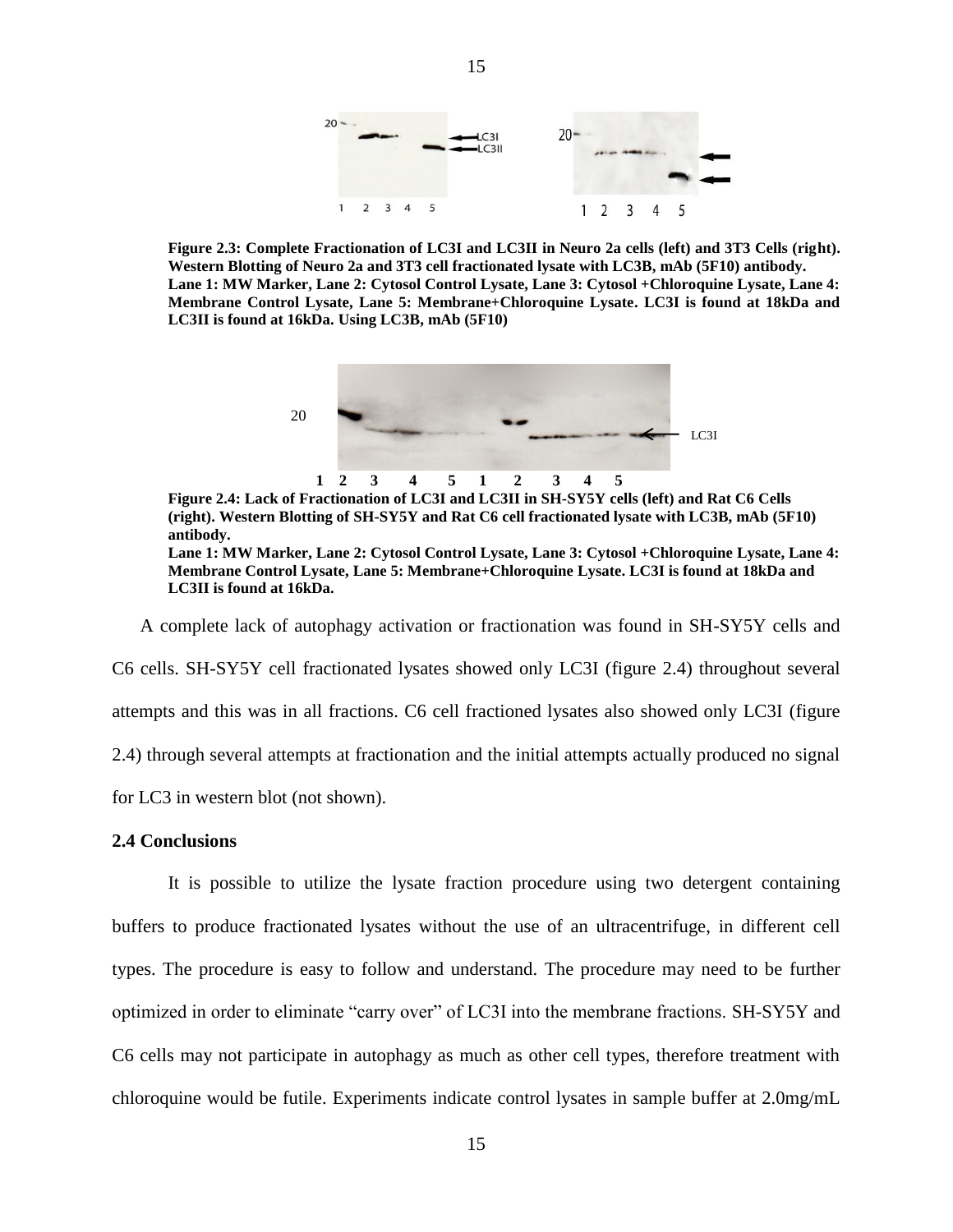**Figure 2.3: Complete Fractionation of LC3I and LC3II in Neuro 2a cells (left) and 3T3 Cells (right). Western Blotting of Neuro 2a and 3T3 cell fractionated lysate with LC3B, mAb (5F10) antibody. Lane 1: MW Marker, Lane 2: Cytosol Control Lysate, Lane 3: Cytosol +Chloroquine Lysate, Lane 4: Membrane Control Lysate, Lane 5: Membrane+Chloroquine Lysate. LC3I is found at 18kDa and LC3II is found at 16kDa. Using LC3B, mAb (5F10)**

**Figure 2.4: Lack of Fractionation of LC3I and LC3II in SH-SY5Y cells (left) and Rat C6 Cells (right). Western Blotting of SH-SY5Y and Rat C6 cell fractionated lysate with LC3B, mAb (5F10) antibody.**
**Lane 1: MW Marker, Lane 2: Cytosol Control Lysate, Lane 3: Cytosol +Chloroquine Lysate, Lane 4: Membrane Control Lysate, Lane 5: Membrane+Chloroquine Lysate. LC3I is found at 18kDa and LC3II is found at 16kDa.**

A complete lack of autophagy activation or fractionation was found in SH-SY5Y cells and C6 cells. SH-SY5Y cell fractionated lysates showed only LC3I (figure 2.4) throughout several attempts and this was in all fractions. C6 cell fractioned lysates also showed only LC3I (figure 2.4) through several attempts at fractionation and the initial attempts actually produced no signal for LC3 in western blot (not shown).

## 2.4 Conclusions

It is possible to utilize the lysate fraction procedure using two detergent containing buffers to produce fractionated lysates without the use of an ultracentrifuge, in different cell types. The procedure is easy to follow and understand. The procedure may need to be further optimized in order to eliminate "carry over" of LC3I into the membrane fractions. SH-SY5Y and C6 cells may not participate in autophagy as much as other cell types, therefore treatment with chloroquine would be futile. Experiments indicate control lysates in sample buffer at 2.0mg/mL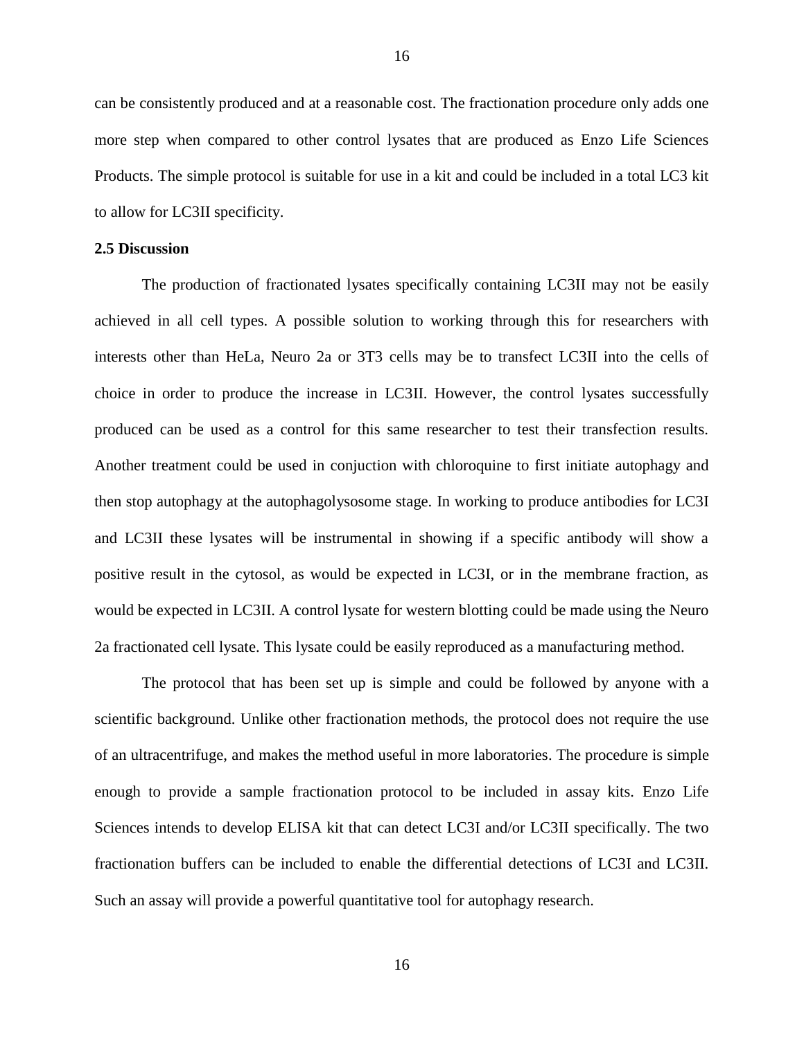can be consistently produced and at a reasonable cost. The fractionation procedure only adds one more step when compared to other control lysates that are produced as Enzo Life Sciences Products. The simple protocol is suitable for use in a kit and could be included in a total LC3 kit to allow for LC3II specificity.

**2.5 Discussion**

The production of fractionated lysates specifically containing LC3II may not be easily achieved in all cell types. A possible solution to working through this for researchers with interests other than HeLa, Neuro 2a or 3T3 cells may be to transfect LC3II into the cells of choice in order to produce the increase in LC3II. However, the control lysates successfully produced can be used as a control for this same researcher to test their transfection results. Another treatment could be used in conjuction with chloroquine to first initiate autophagy and then stop autophagy at the autophagolysosome stage. In working to produce antibodies for LC3I and LC3II these lysates will be instrumental in showing if a specific antibody will show a positive result in the cytosol, as would be expected in LC3I, or in the membrane fraction, as would be expected in LC3II. A control lysate for western blotting could be made using the Neuro 2a fractionated cell lysate. This lysate could be easily reproduced as a manufacturing method.

The protocol that has been set up is simple and could be followed by anyone with a scientific background. Unlike other fractionation methods, the protocol does not require the use of an ultracentrifuge, and makes the method useful in more laboratories. The procedure is simple enough to provide a sample fractionation protocol to be included in assay kits. Enzo Life Sciences intends to develop ELISA kit that can detect LC3I and/or LC3II specifically. The two fractionation buffers can be included to enable the differential detections of LC3I and LC3II. Such an assay will provide a powerful quantitative tool for autophagy research.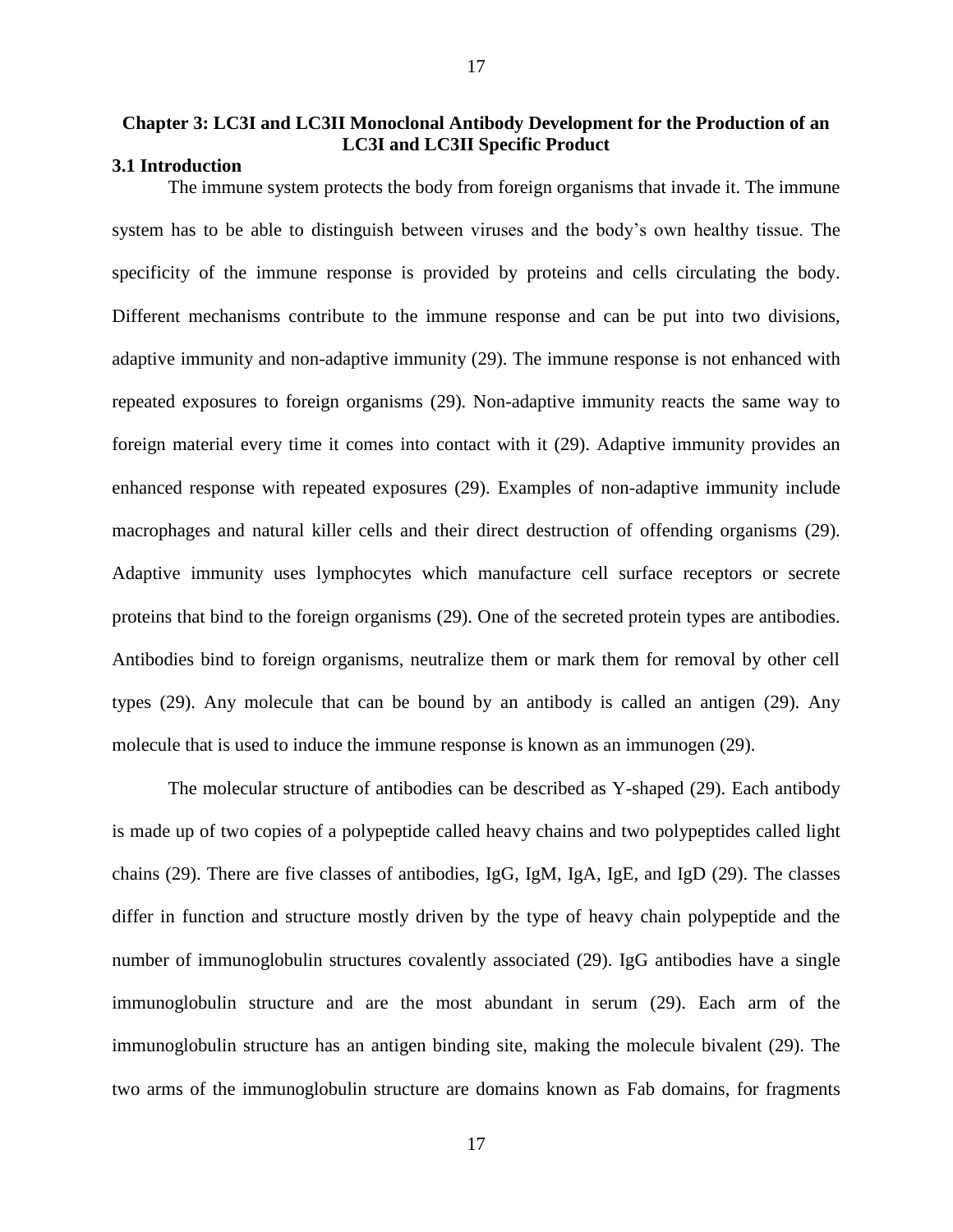# Chapter 3: LC3I and LC3II Monoclonal Antibody Development for the Production of an LC3I and LC3II Specific Product

## 3.1 Introduction

The immune system protects the body from foreign organisms that invade it. The immune system has to be able to distinguish between viruses and the body's own healthy tissue. The specificity of the immune response is provided by proteins and cells circulating the body. Different mechanisms contribute to the immune response and can be put into two divisions, adaptive immunity and non-adaptive immunity (29). The immune response is not enhanced with repeated exposures to foreign organisms (29). Non-adaptive immunity reacts the same way to foreign material every time it comes into contact with it (29). Adaptive immunity provides an enhanced response with repeated exposures (29). Examples of non-adaptive immunity include macrophages and natural killer cells and their direct destruction of offending organisms (29). Adaptive immunity uses lymphocytes which manufacture cell surface receptors or secrete proteins that bind to the foreign organisms (29). One of the secreted protein types are antibodies. Antibodies bind to foreign organisms, neutralize them or mark them for removal by other cell types (29). Any molecule that can be bound by an antibody is called an antigen (29). Any molecule that is used to induce the immune response is known as an immunogen (29).

The molecular structure of antibodies can be described as Y-shaped (29). Each antibody is made up of two copies of a polypeptide called heavy chains and two polypeptides called light chains (29). There are five classes of antibodies, IgG, IgM, IgA, IgE, and IgD (29). The classes differ in function and structure mostly driven by the type of heavy chain polypeptide and the number of immunoglobulin structures covalently associated (29). IgG antibodies have a single immunoglobulin structure and are the most abundant in serum (29). Each arm of the immunoglobulin structure has an antigen binding site, making the molecule bivalent (29). The two arms of the immunoglobulin structure are domains known as Fab domains, for fragments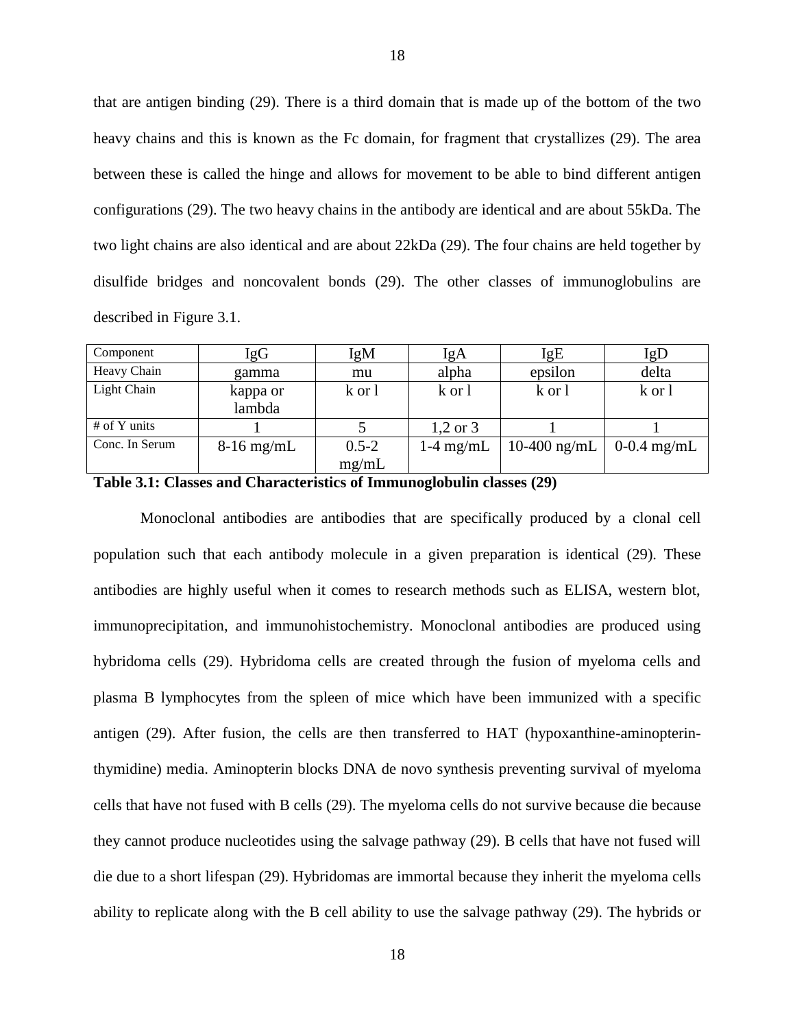that are antigen binding (29). There is a third domain that is made up of the bottom of the two heavy chains and this is known as the Fc domain, for fragment that crystallizes (29). The area between these is called the hinge and allows for movement to be able to bind different antigen configurations (29). The two heavy chains in the antibody are identical and are about 55kDa. The two light chains are also identical and are about 22kDa (29). The four chains are held together by disulfide bridges and noncovalent bonds (29). The other classes of immunoglobulins are described in Figure 3.1.

| Component | IgG | IgM | IgA | IgE | IgD |
|---|---|---|---|---|---|
| Heavy Chain | gamma | mu | alpha | epsilon | delta |
| Light Chain | kappa or lambda | k or l | k or l | k or l | k or l |
| # of Y units | 1 | 5 | 1,2 or 3 | 1 | 1 |
| Conc. In Serum | 8-16 mg/mL | 0.5-2 mg/mL | 1-4 mg/mL | 10-400 ng/mL | 0-0.4 mg/mL |

**Table 3.1: Classes and Characteristics of Immunoglobulin classes (29)**

Monoclonal antibodies are antibodies that are specifically produced by a clonal cell population such that each antibody molecule in a given preparation is identical (29). These antibodies are highly useful when it comes to research methods such as ELISA, western blot, immunoprecipitation, and immunohistochemistry. Monoclonal antibodies are produced using hybridoma cells (29). Hybridoma cells are created through the fusion of myeloma cells and plasma B lymphocytes from the spleen of mice which have been immunized with a specific antigen (29). After fusion, the cells are then transferred to HAT (hypoxanthine-aminopterin-thymidine) media. Aminopterin blocks DNA de novo synthesis preventing survival of myeloma cells that have not fused with B cells (29). The myeloma cells do not survive because die because they cannot produce nucleotides using the salvage pathway (29). B cells that have not fused will die due to a short lifespan (29). Hybridomas are immortal because they inherit the myeloma cells ability to replicate along with the B cell ability to use the salvage pathway (29). The hybrids or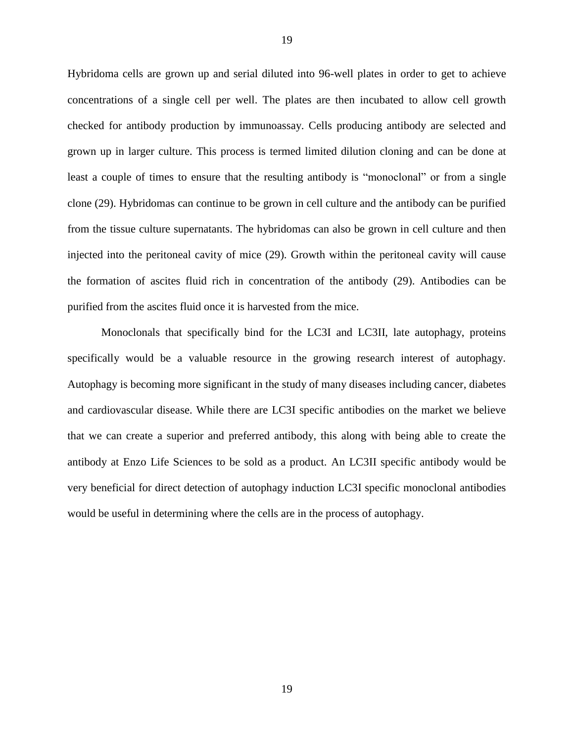Hybridoma cells are grown up and serial diluted into 96-well plates in order to get to achieve concentrations of a single cell per well. The plates are then incubated to allow cell growth checked for antibody production by immunoassay. Cells producing antibody are selected and grown up in larger culture. This process is termed limited dilution cloning and can be done at least a couple of times to ensure that the resulting antibody is "monoclonal" or from a single clone (29). Hybridomas can continue to be grown in cell culture and the antibody can be purified from the tissue culture supernatants. The hybridomas can also be grown in cell culture and then injected into the peritoneal cavity of mice (29). Growth within the peritoneal cavity will cause the formation of ascites fluid rich in concentration of the antibody (29). Antibodies can be purified from the ascites fluid once it is harvested from the mice.

Monoclonals that specifically bind for the LC3I and LC3II, late autophagy, proteins specifically would be a valuable resource in the growing research interest of autophagy. Autophagy is becoming more significant in the study of many diseases including cancer, diabetes and cardiovascular disease. While there are LC3I specific antibodies on the market we believe that we can create a superior and preferred antibody, this along with being able to create the antibody at Enzo Life Sciences to be sold as a product. An LC3II specific antibody would be very beneficial for direct detection of autophagy induction LC3I specific monoclonal antibodies would be useful in determining where the cells are in the process of autophagy.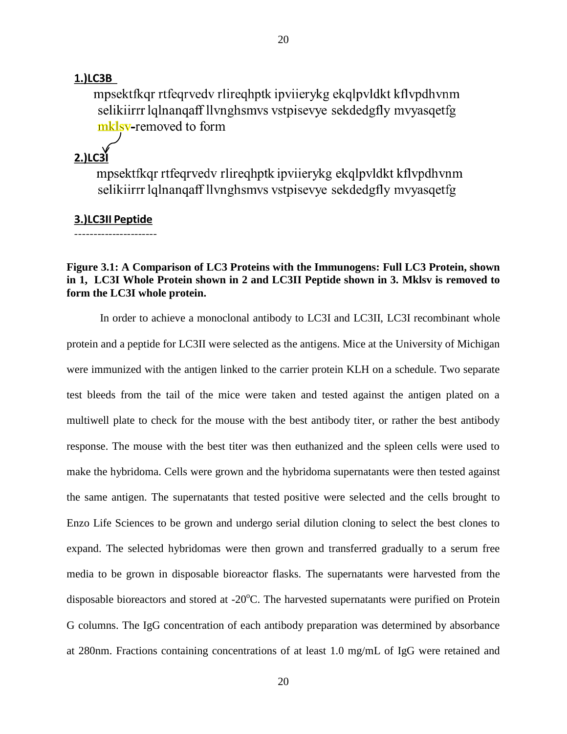**1.)LC3B**

mpsektfkqr rtfeqrvedv rlireqhptk ipviierykg ekqlpvldkt kflvpdhvnm
selikiirrr lqlnanqaff llvnghsmvs vstpisevye sekdedgfly mvyasqetfg
mklsv-removed to form

**2.)LC3I**

mpsektfkqr rtfeqrvedv rlireqhptk ipviierykg ekqlpvldkt kflvpdhvnm
selikiirrr lqlnanqaff llvnghsmvs vstpisevye sekdedgfly mvyasqetfg

**3.)LC3II Peptide**

----------------------

**Figure 3.1: A Comparison of LC3 Proteins with the Immunogens: Full LC3 Protein, shown in 1, LC3I Whole Protein shown in 2 and LC3II Peptide shown in 3. Mklsv is removed to form the LC3I whole protein.**

In order to achieve a monoclonal antibody to LC3I and LC3II, LC3I recombinant whole protein and a peptide for LC3II were selected as the antigens. Mice at the University of Michigan were immunized with the antigen linked to the carrier protein KLH on a schedule. Two separate test bleeds from the tail of the mice were taken and tested against the antigen plated on a multiwell plate to check for the mouse with the best antibody titer, or rather the best antibody response. The mouse with the best titer was then euthanized and the spleen cells were used to make the hybridoma. Cells were grown and the hybridoma supernatants were then tested against the same antigen. The supernatants that tested positive were selected and the cells brought to Enzo Life Sciences to be grown and undergo serial dilution cloning to select the best clones to expand. The selected hybridomas were then grown and transferred gradually to a serum free media to be grown in disposable bioreactor flasks. The supernatants were harvested from the disposable bioreactors and stored at -20°C. The harvested supernatants were purified on Protein G columns. The IgG concentration of each antibody preparation was determined by absorbance at 280nm. Fractions containing concentrations of at least 1.0 mg/mL of IgG were retained and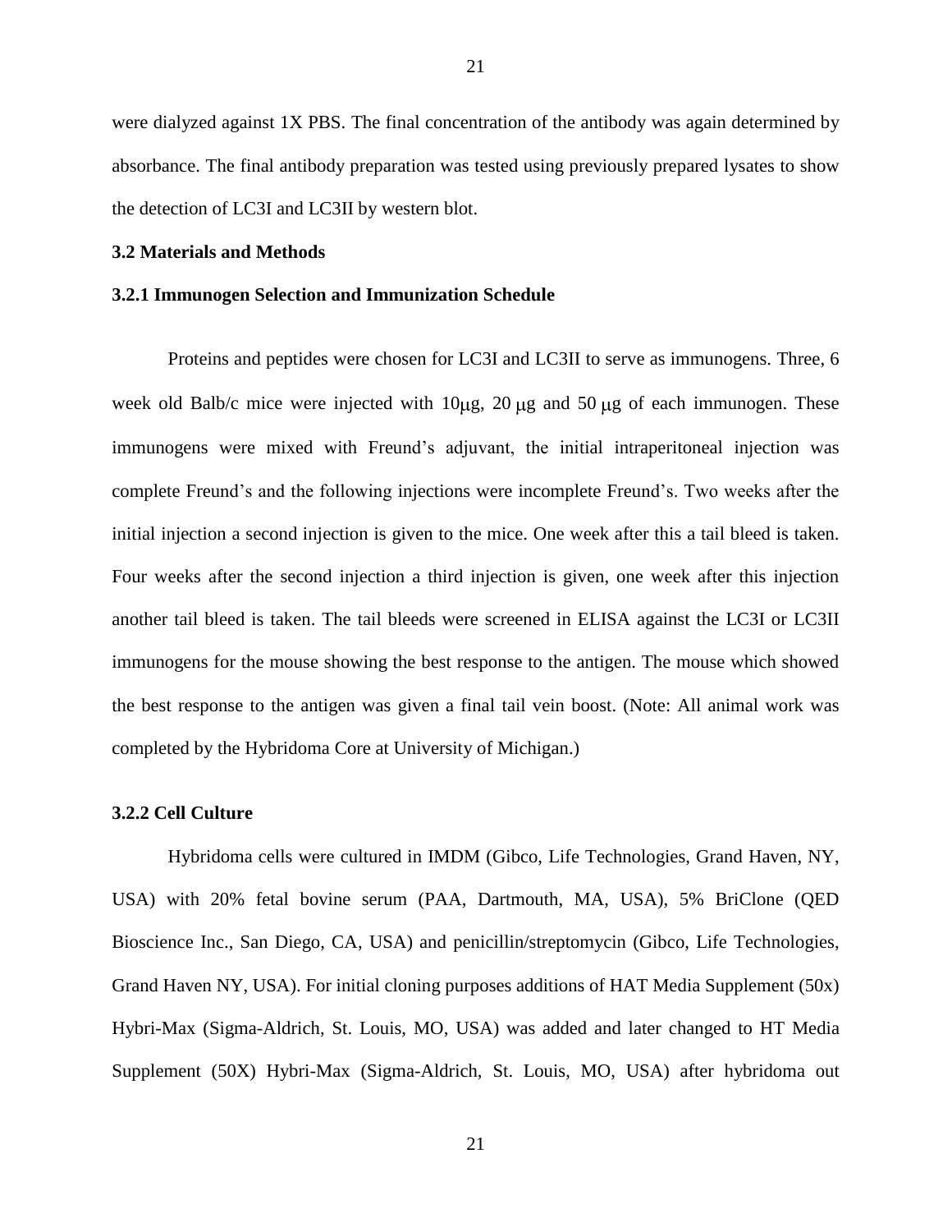were dialyzed against 1X PBS. The final concentration of the antibody was again determined by absorbance. The final antibody preparation was tested using previously prepared lysates to show the detection of LC3I and LC3II by western blot.

### 3.2 Materials and Methods

### 3.2.1 Immunogen Selection and Immunization Schedule

Proteins and peptides were chosen for LC3I and LC3II to serve as immunogens. Three, 6 week old Balb/c mice were injected with 10μg, 20 μg and 50 μg of each immunogen. These immunogens were mixed with Freund's adjuvant, the initial intraperitoneal injection was complete Freund's and the following injections were incomplete Freund's. Two weeks after the initial injection a second injection is given to the mice. One week after this a tail bleed is taken. Four weeks after the second injection a third injection is given, one week after this injection another tail bleed is taken. The tail bleeds were screened in ELISA against the LC3I or LC3II immunogens for the mouse showing the best response to the antigen. The mouse which showed the best response to the antigen was given a final tail vein boost. (Note: All animal work was completed by the Hybridoma Core at University of Michigan.)

### 3.2.2 Cell Culture

Hybridoma cells were cultured in IMDM (Gibco, Life Technologies, Grand Haven, NY, USA) with 20% fetal bovine serum (PAA, Dartmouth, MA, USA), 5% BriClone (QED Bioscience Inc., San Diego, CA, USA) and penicillin/streptomycin (Gibco, Life Technologies, Grand Haven NY, USA). For initial cloning purposes additions of HAT Media Supplement (50x) Hybri-Max (Sigma-Aldrich, St. Louis, MO, USA) was added and later changed to HT Media Supplement (50X) Hybri-Max (Sigma-Aldrich, St. Louis, MO, USA) after hybridoma out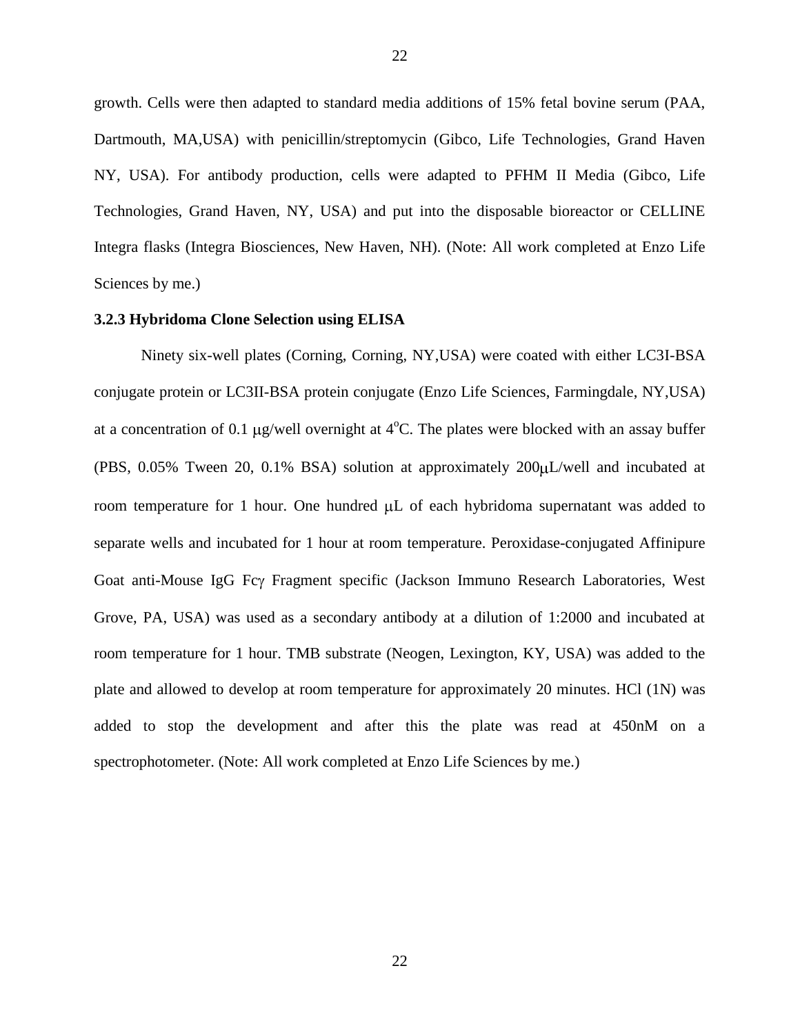growth. Cells were then adapted to standard media additions of 15% fetal bovine serum (PAA, Dartmouth, MA,USA) with penicillin/streptomycin (Gibco, Life Technologies, Grand Haven NY, USA). For antibody production, cells were adapted to PFHM II Media (Gibco, Life Technologies, Grand Haven, NY, USA) and put into the disposable bioreactor or CELLINE Integra flasks (Integra Biosciences, New Haven, NH). (Note: All work completed at Enzo Life Sciences by me.)

### 3.2.3 Hybridoma Clone Selection using ELISA

Ninety six-well plates (Corning, Corning, NY,USA) were coated with either LC3I-BSA conjugate protein or LC3II-BSA protein conjugate (Enzo Life Sciences, Farmingdale, NY,USA) at a concentration of 0.1 μg/well overnight at $4^{o}$C. The plates were blocked with an assay buffer (PBS, 0.05% Tween 20, 0.1% BSA) solution at approximately 200μL/well and incubated at room temperature for 1 hour. One hundred μL of each hybridoma supernatant was added to separate wells and incubated for 1 hour at room temperature. Peroxidase-conjugated Affinipure Goat anti-Mouse IgG Fcγ Fragment specific (Jackson Immuno Research Laboratories, West Grove, PA, USA) was used as a secondary antibody at a dilution of 1:2000 and incubated at room temperature for 1 hour. TMB substrate (Neogen, Lexington, KY, USA) was added to the plate and allowed to develop at room temperature for approximately 20 minutes. HCl (1N) was added to stop the development and after this the plate was read at 450nM on a spectrophotometer. (Note: All work completed at Enzo Life Sciences by me.)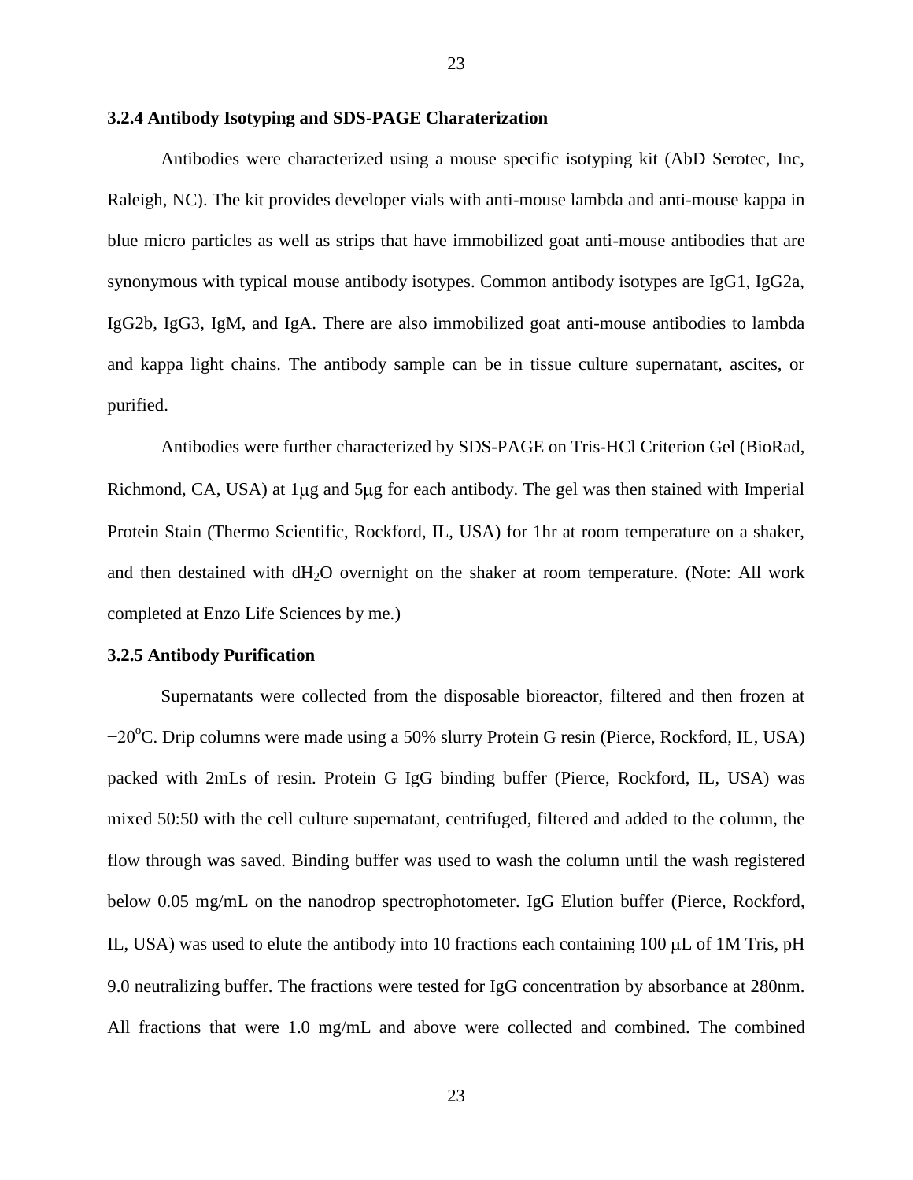### 3.2.4 Antibody Isotyping and SDS-PAGE Charaterization

Antibodies were characterized using a mouse specific isotyping kit (AbD Serotec, Inc, Raleigh, NC). The kit provides developer vials with anti-mouse lambda and anti-mouse kappa in blue micro particles as well as strips that have immobilized goat anti-mouse antibodies that are synonymous with typical mouse antibody isotypes. Common antibody isotypes are IgG1, IgG2a, IgG2b, IgG3, IgM, and IgA. There are also immobilized goat anti-mouse antibodies to lambda and kappa light chains. The antibody sample can be in tissue culture supernatant, ascites, or purified.

Antibodies were further characterized by SDS-PAGE on Tris-HCl Criterion Gel (BioRad, Richmond, CA, USA) at 1μg and 5μg for each antibody. The gel was then stained with Imperial Protein Stain (Thermo Scientific, Rockford, IL, USA) for 1hr at room temperature on a shaker, and then destained with $dH_2O$ overnight on the shaker at room temperature. (Note: All work completed at Enzo Life Sciences by me.)

### 3.2.5 Antibody Purification

Supernatants were collected from the disposable bioreactor, filtered and then frozen at −20°C. Drip columns were made using a 50% slurry Protein G resin (Pierce, Rockford, IL, USA) packed with 2mLs of resin. Protein G IgG binding buffer (Pierce, Rockford, IL, USA) was mixed 50:50 with the cell culture supernatant, centrifuged, filtered and added to the column, the flow through was saved. Binding buffer was used to wash the column until the wash registered below 0.05 mg/mL on the nanodrop spectrophotometer. IgG Elution buffer (Pierce, Rockford, IL, USA) was used to elute the antibody into 10 fractions each containing 100 μL of 1M Tris, pH 9.0 neutralizing buffer. The fractions were tested for IgG concentration by absorbance at 280nm. All fractions that were 1.0 mg/mL and above were collected and combined. The combined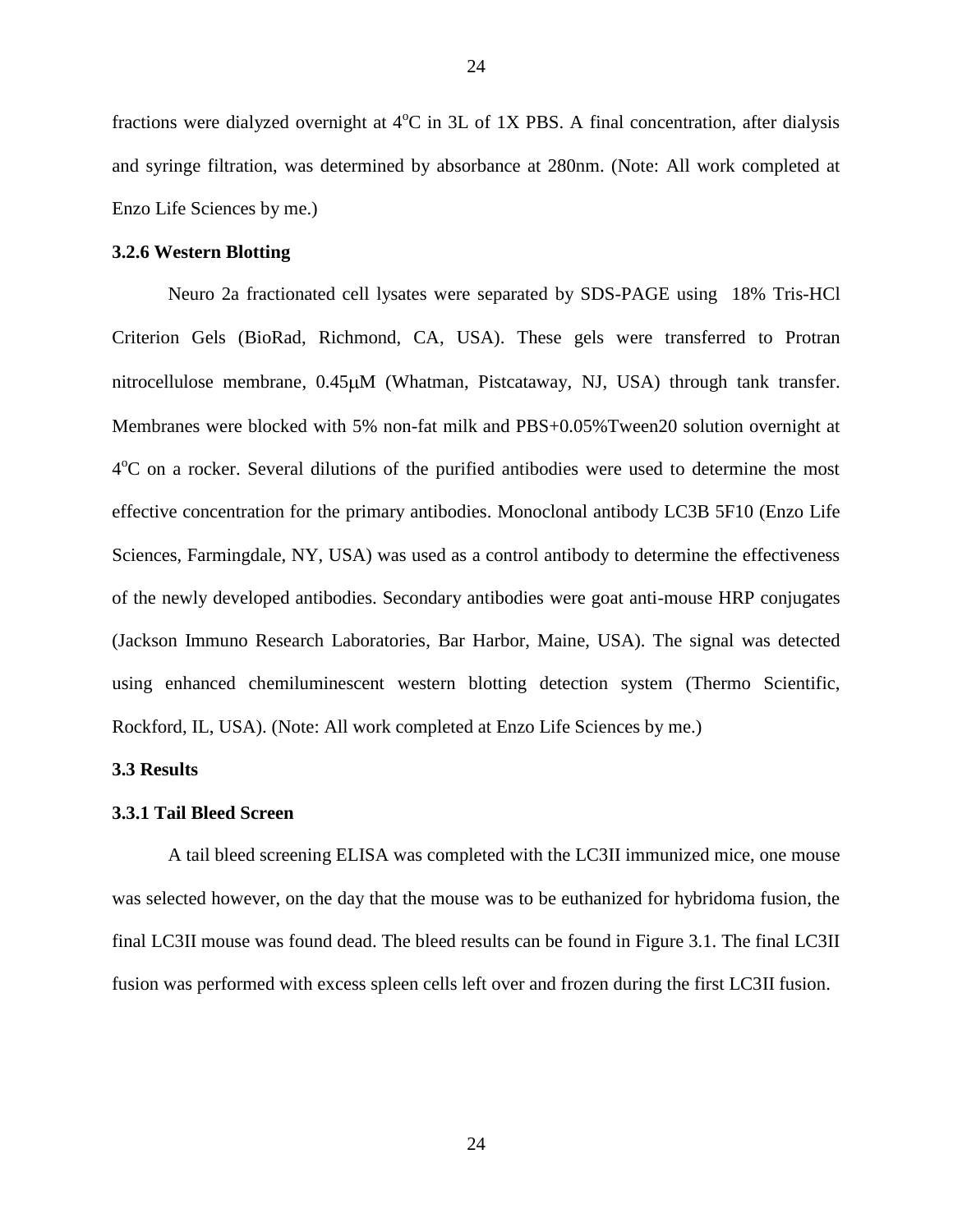fractions were dialyzed overnight at $4^oC$ in 3L of 1X PBS. A final concentration, after dialysis and syringe filtration, was determined by absorbance at 280nm. (Note: All work completed at Enzo Life Sciences by me.)

### 3.2.6 Western Blotting

Neuro 2a fractionated cell lysates were separated by SDS-PAGE using 18% Tris-HCl Criterion Gels (BioRad, Richmond, CA, USA). These gels were transferred to Protran nitrocellulose membrane, 0.45μM (Whatman, Pistcataway, NJ, USA) through tank transfer. Membranes were blocked with 5% non-fat milk and PBS+0.05%Tween20 solution overnight at $4^oC$ on a rocker. Several dilutions of the purified antibodies were used to determine the most effective concentration for the primary antibodies. Monoclonal antibody LC3B 5F10 (Enzo Life Sciences, Farmingdale, NY, USA) was used as a control antibody to determine the effectiveness of the newly developed antibodies. Secondary antibodies were goat anti-mouse HRP conjugates (Jackson Immuno Research Laboratories, Bar Harbor, Maine, USA). The signal was detected using enhanced chemiluminescent western blotting detection system (Thermo Scientific, Rockford, IL, USA). (Note: All work completed at Enzo Life Sciences by me.)

## 3.3 Results

### 3.3.1 Tail Bleed Screen

A tail bleed screening ELISA was completed with the LC3II immunized mice, one mouse was selected however, on the day that the mouse was to be euthanized for hybridoma fusion, the final LC3II mouse was found dead. The bleed results can be found in Figure 3.1. The final LC3II fusion was performed with excess spleen cells left over and frozen during the first LC3II fusion.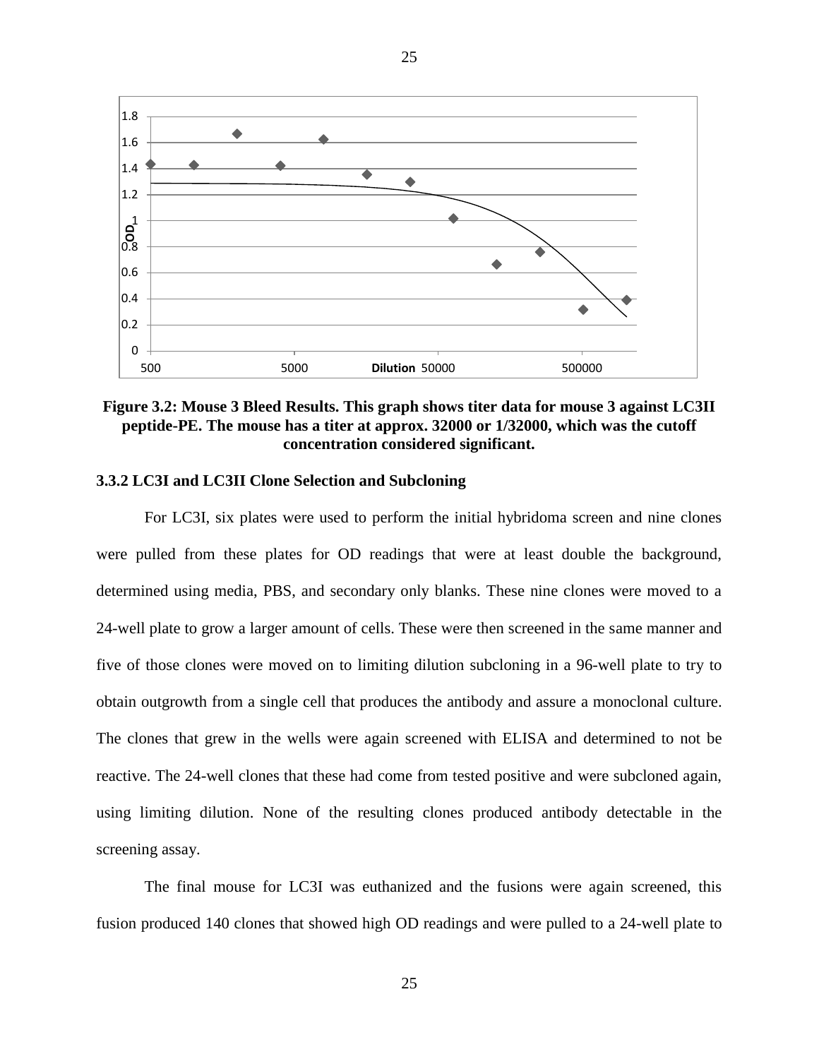**Figure 3.2: Mouse 3 Bleed Results. This graph shows titer data for mouse 3 against LC3II peptide-PE. The mouse has a titer at approx. 32000 or 1/32000, which was the cutoff concentration considered significant.**

### 3.3.2 LC3I and LC3II Clone Selection and Subcloning

For LC3I, six plates were used to perform the initial hybridoma screen and nine clones were pulled from these plates for OD readings that were at least double the background, determined using media, PBS, and secondary only blanks. These nine clones were moved to a 24-well plate to grow a larger amount of cells. These were then screened in the same manner and five of those clones were moved on to limiting dilution subcloning in a 96-well plate to try to obtain outgrowth from a single cell that produces the antibody and assure a monoclonal culture. The clones that grew in the wells were again screened with ELISA and determined to not be reactive. The 24-well clones that these had come from tested positive and were subcloned again, using limiting dilution. None of the resulting clones produced antibody detectable in the screening assay.

The final mouse for LC3I was euthanized and the fusions were again screened, this fusion produced 140 clones that showed high OD readings and were pulled to a 24-well plate to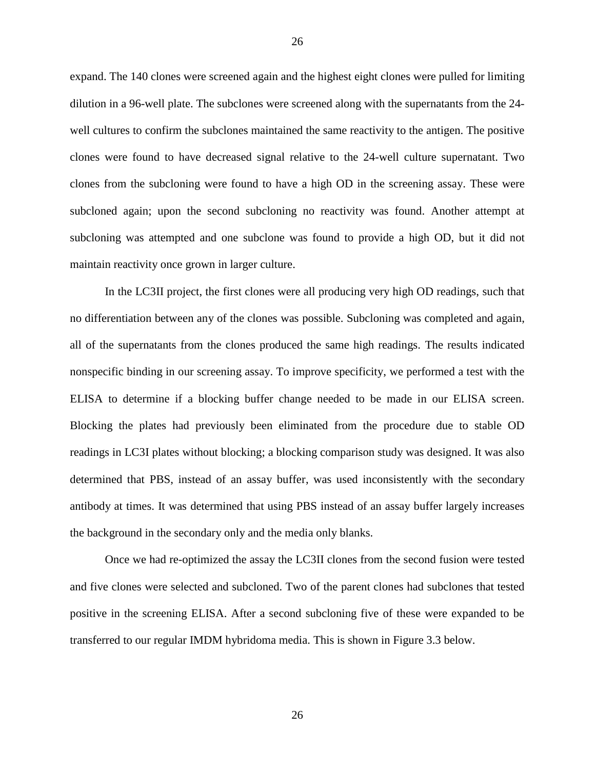expand. The 140 clones were screened again and the highest eight clones were pulled for limiting dilution in a 96-well plate. The subclones were screened along with the supernatants from the 24-well cultures to confirm the subclones maintained the same reactivity to the antigen. The positive clones were found to have decreased signal relative to the 24-well culture supernatant. Two clones from the subcloning were found to have a high OD in the screening assay. These were subcloned again; upon the second subcloning no reactivity was found. Another attempt at subcloning was attempted and one subclone was found to provide a high OD, but it did not maintain reactivity once grown in larger culture.

In the LC3II project, the first clones were all producing very high OD readings, such that no differentiation between any of the clones was possible. Subcloning was completed and again, all of the supernatants from the clones produced the same high readings. The results indicated nonspecific binding in our screening assay. To improve specificity, we performed a test with the ELISA to determine if a blocking buffer change needed to be made in our ELISA screen. Blocking the plates had previously been eliminated from the procedure due to stable OD readings in LC3I plates without blocking; a blocking comparison study was designed. It was also determined that PBS, instead of an assay buffer, was used inconsistently with the secondary antibody at times. It was determined that using PBS instead of an assay buffer largely increases the background in the secondary only and the media only blanks.

Once we had re-optimized the assay the LC3II clones from the second fusion were tested and five clones were selected and subcloned. Two of the parent clones had subclones that tested positive in the screening ELISA. After a second subcloning five of these were expanded to be transferred to our regular IMDM hybridoma media. This is shown in Figure 3.3 below.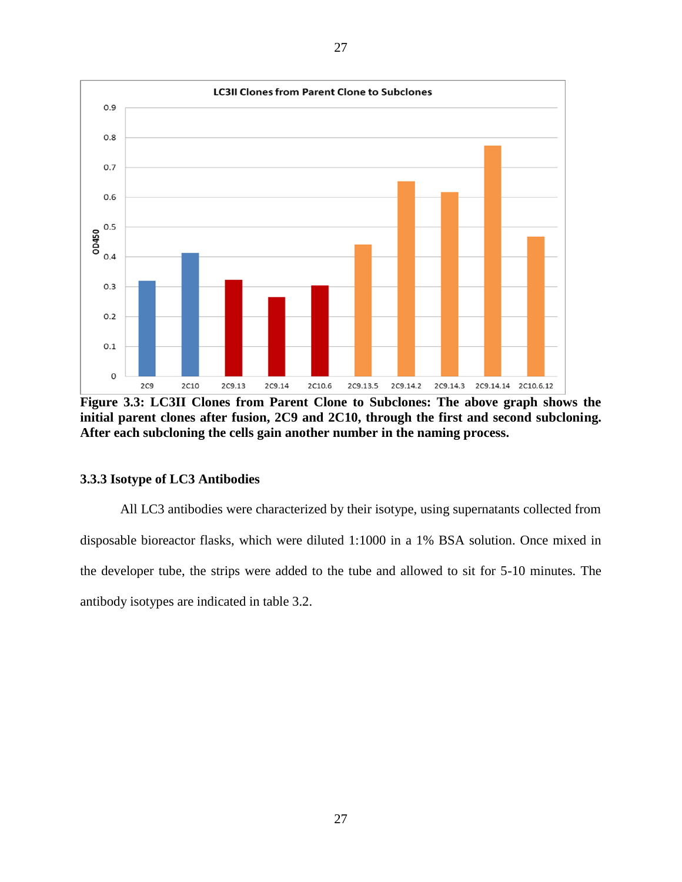**Figure 3.3: LC3II Clones from Parent Clone to Subclones: The above graph shows the initial parent clones after fusion, 2C9 and 2C10, through the first and second subcloning. After each subcloning the cells gain another number in the naming process.**

### 3.3.3 Isotype of LC3 Antibodies

All LC3 antibodies were characterized by their isotype, using supernatants collected from disposable bioreactor flasks, which were diluted 1:1000 in a 1% BSA solution. Once mixed in the developer tube, the strips were added to the tube and allowed to sit for 5-10 minutes. The antibody isotypes are indicated in table 3.2.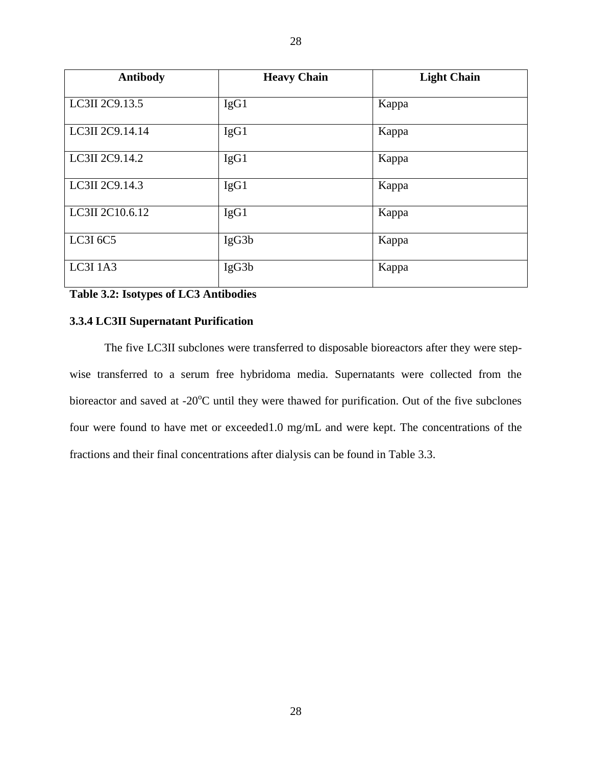| Antibody | Heavy Chain | Light Chain |
| --- | --- | --- |
| LC3II 2C9.13.5 | IgG1 | Kappa |
| LC3II 2C9.14.14 | IgG1 | Kappa |
| LC3II 2C9.14.2 | IgG1 | Kappa |
| LC3II 2C9.14.3 | IgG1 | Kappa |
| LC3II 2C10.6.12 | IgG1 | Kappa |
| LC3I 6C5 | IgG3b | Kappa |
| LC3I 1A3 | IgG3b | Kappa |

**Table 3.2: Isotypes of LC3 Antibodies**

### 3.3.4 LC3II Supernatant Purification

The five LC3II subclones were transferred to disposable bioreactors after they were step-wise transferred to a serum free hybridoma media. Supernatants were collected from the bioreactor and saved at -20$^{o}$C until they were thawed for purification. Out of the five subclones four were found to have met or exceeded1.0 mg/mL and were kept. The concentrations of the fractions and their final concentrations after dialysis can be found in Table 3.3.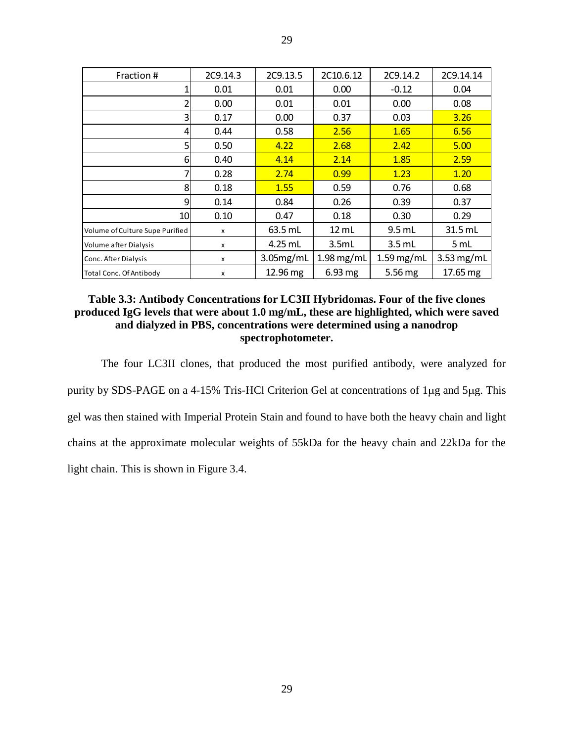| Fraction # | 2C9.14.3 | 2C9.13.5 | 2C10.6.12 | 2C9.14.2 | 2C9.14.14 |
|---|---|---|---|---|---|
| 1 | 0.01 | 0.01 | 0.00 | -0.12 | 0.04 |
| 2 | 0.00 | 0.01 | 0.01 | 0.00 | 0.08 |
| 3 | 0.17 | 0.00 | 0.37 | 0.03 | 3.26 |
| 4 | 0.44 | 0.58 | 2.56 | 1.65 | 6.56 |
| 5 | 0.50 | 4.22 | 2.68 | 2.42 | 5.00 |
| 6 | 0.40 | 4.14 | 2.14 | 1.85 | 2.59 |
| 7 | 0.28 | 2.74 | 0.99 | 1.23 | 1.20 |
| 8 | 0.18 | 1.55 | 0.59 | 0.76 | 0.68 |
| 9 | 0.14 | 0.84 | 0.26 | 0.39 | 0.37 |
| 10 | 0.10 | 0.47 | 0.18 | 0.30 | 0.29 |
| Volume of Culture Supe Purified | x | 63.5 mL | 12 mL | 9.5 mL | 31.5 mL |
| Volume after Dialysis | x | 4.25 mL | 3.5mL | 3.5 mL | 5 mL |
| Conc. After Dialysis | x | 3.05mg/mL | 1.98 mg/mL | 1.59 mg/mL | 3.53 mg/mL |
| Total Conc. Of Antibody | x | 12.96 mg | 6.93 mg | 5.56 mg | 17.65 mg |

**Table 3.3: Antibody Concentrations for LC3II Hybridomas. Four of the five clones produced IgG levels that were about 1.0 mg/mL, these are highlighted, which were saved and dialyzed in PBS, concentrations were determined using a nanodrop spectrophotometer.**

The four LC3II clones, that produced the most purified antibody, were analyzed for purity by SDS-PAGE on a 4-15% Tris-HCl Criterion Gel at concentrations of 1μg and 5μg. This gel was then stained with Imperial Protein Stain and found to have both the heavy chain and light chains at the approximate molecular weights of 55kDa for the heavy chain and 22kDa for the light chain. This is shown in Figure 3.4.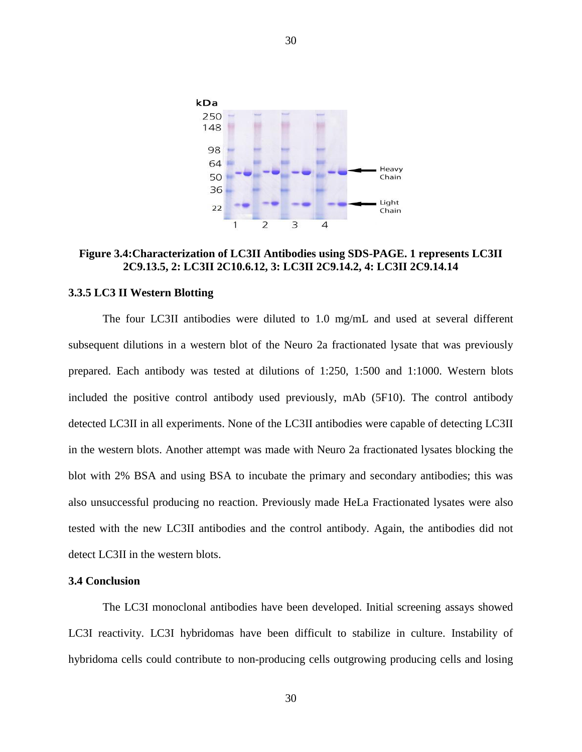**Figure 3.4:Characterization of LC3II Antibodies using SDS-PAGE. 1 represents LC3II 2C9.13.5, 2: LC3II 2C10.6.12, 3: LC3II 2C9.14.2, 4: LC3II 2C9.14.14**

### 3.3.5 LC3 II Western Blotting

The four LC3II antibodies were diluted to 1.0 mg/mL and used at several different subsequent dilutions in a western blot of the Neuro 2a fractionated lysate that was previously prepared. Each antibody was tested at dilutions of 1:250, 1:500 and 1:1000. Western blots included the positive control antibody used previously, mAb (5F10). The control antibody detected LC3II in all experiments. None of the LC3II antibodies were capable of detecting LC3II in the western blots. Another attempt was made with Neuro 2a fractionated lysates blocking the blot with 2% BSA and using BSA to incubate the primary and secondary antibodies; this was also unsuccessful producing no reaction. Previously made HeLa Fractionated lysates were also tested with the new LC3II antibodies and the control antibody. Again, the antibodies did not detect LC3II in the western blots.

### 3.4 Conclusion

The LC3I monoclonal antibodies have been developed. Initial screening assays showed LC3I reactivity. LC3I hybridomas have been difficult to stabilize in culture. Instability of hybridoma cells could contribute to non-producing cells outgrowing producing cells and losing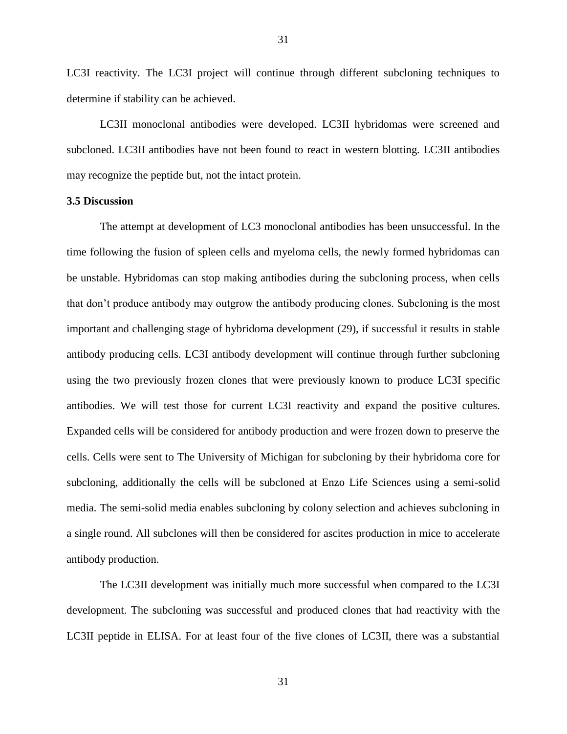LC3I reactivity. The LC3I project will continue through different subcloning techniques to determine if stability can be achieved.

LC3II monoclonal antibodies were developed. LC3II hybridomas were screened and subcloned. LC3II antibodies have not been found to react in western blotting. LC3II antibodies may recognize the peptide but, not the intact protein.

### 3.5 Discussion

The attempt at development of LC3 monoclonal antibodies has been unsuccessful. In the time following the fusion of spleen cells and myeloma cells, the newly formed hybridomas can be unstable. Hybridomas can stop making antibodies during the subcloning process, when cells that don't produce antibody may outgrow the antibody producing clones. Subcloning is the most important and challenging stage of hybridoma development (29), if successful it results in stable antibody producing cells. LC3I antibody development will continue through further subcloning using the two previously frozen clones that were previously known to produce LC3I specific antibodies. We will test those for current LC3I reactivity and expand the positive cultures. Expanded cells will be considered for antibody production and were frozen down to preserve the cells. Cells were sent to The University of Michigan for subcloning by their hybridoma core for subcloning, additionally the cells will be subcloned at Enzo Life Sciences using a semi-solid media. The semi-solid media enables subcloning by colony selection and achieves subcloning in a single round. All subclones will then be considered for ascites production in mice to accelerate antibody production.

The LC3II development was initially much more successful when compared to the LC3I development. The subcloning was successful and produced clones that had reactivity with the LC3II peptide in ELISA. For at least four of the five clones of LC3II, there was a substantial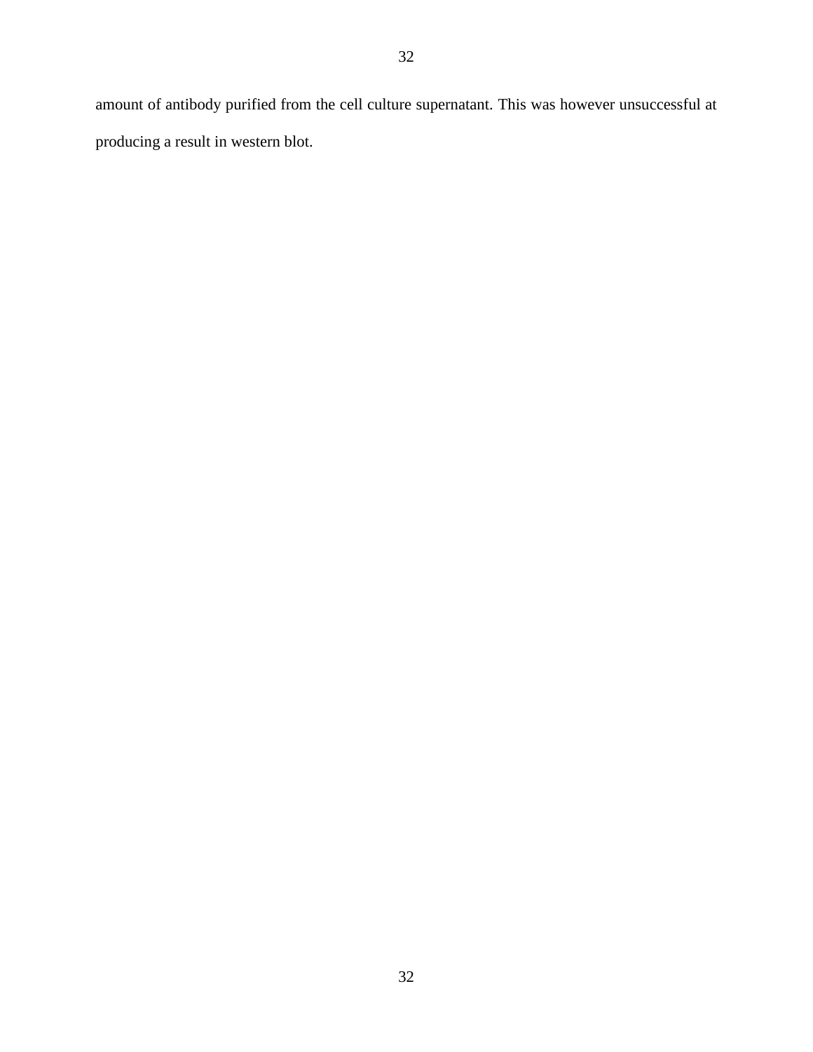amount of antibody purified from the cell culture supernatant. This was however unsuccessful at producing a result in western blot.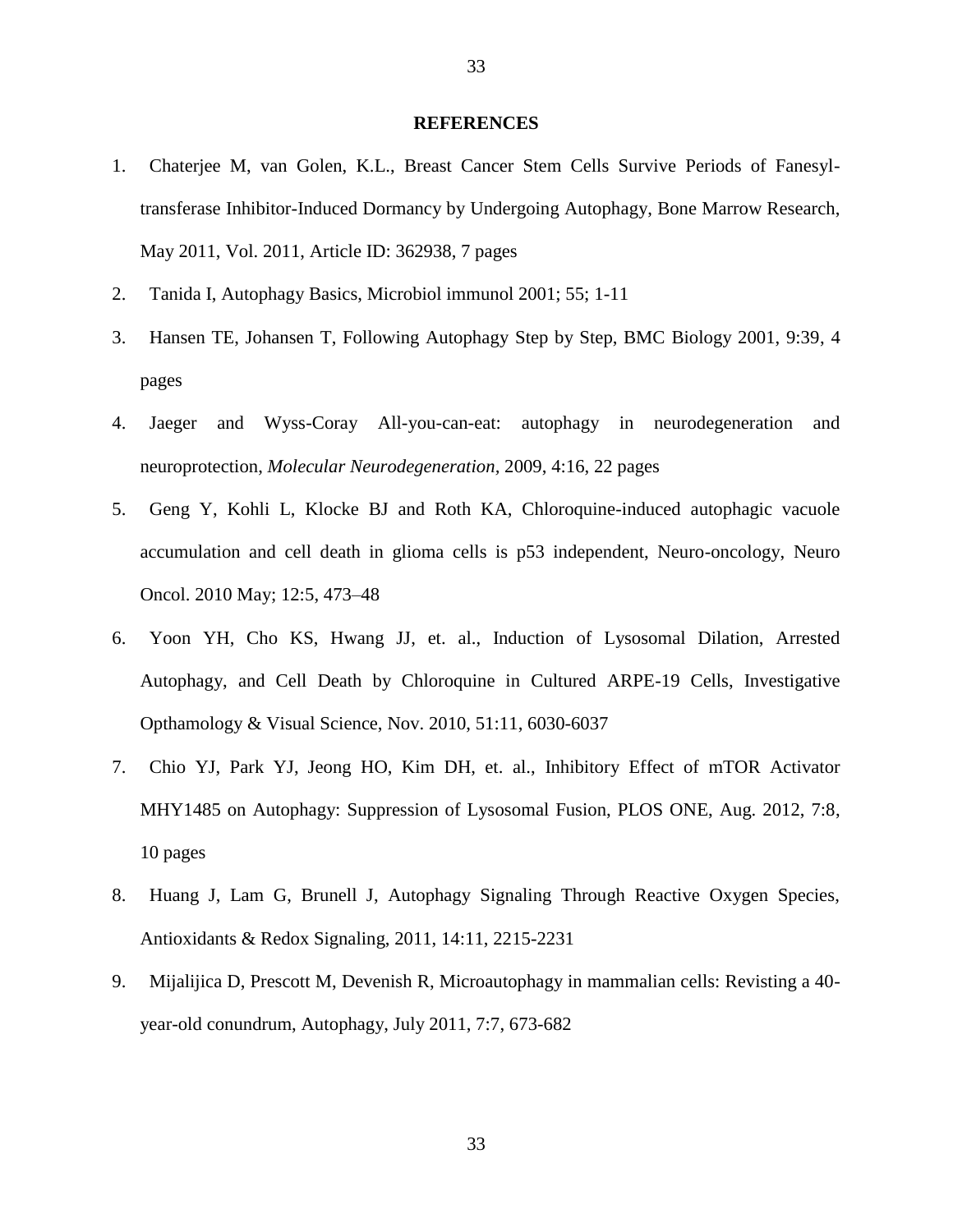## REFERENCES

1. Chaterjee M, van Golen, K.L., Breast Cancer Stem Cells Survive Periods of Fanesyl-transferase Inhibitor-Induced Dormancy by Undergoing Autophagy, Bone Marrow Research, May 2011, Vol. 2011, Article ID: 362938, 7 pages
2. Tanida I, Autophagy Basics, Microbiol immunol 2001; 55; 1-11
3. Hansen TE, Johansen T, Following Autophagy Step by Step, BMC Biology 2001, 9:39, 4 pages
4. Jaeger and Wyss-Coray All-you-can-eat: autophagy in neurodegeneration and neuroprotection, *Molecular Neurodegeneration,* 2009, 4:16, 22 pages
5. Geng Y, Kohli L, Klocke BJ and Roth KA, Chloroquine-induced autophagic vacuole accumulation and cell death in glioma cells is p53 independent, Neuro-oncology, Neuro Oncol. 2010 May; 12:5, 473–48
6. Yoon YH, Cho KS, Hwang JJ, et. al., Induction of Lysosomal Dilation, Arrested Autophagy, and Cell Death by Chloroquine in Cultured ARPE-19 Cells, Investigative Opthamology & Visual Science, Nov. 2010, 51:11, 6030-6037
7. Chio YJ, Park YJ, Jeong HO, Kim DH, et. al., Inhibitory Effect of mTOR Activator MHY1485 on Autophagy: Suppression of Lysosomal Fusion, PLOS ONE, Aug. 2012, 7:8, 10 pages
8. Huang J, Lam G, Brunell J, Autophagy Signaling Through Reactive Oxygen Species, Antioxidants & Redox Signaling, 2011, 14:11, 2215-2231
9. Mijalijica D, Prescott M, Devenish R, Microautophagy in mammalian cells: Revisting a 40-year-old conundrum, Autophagy, July 2011, 7:7, 673-682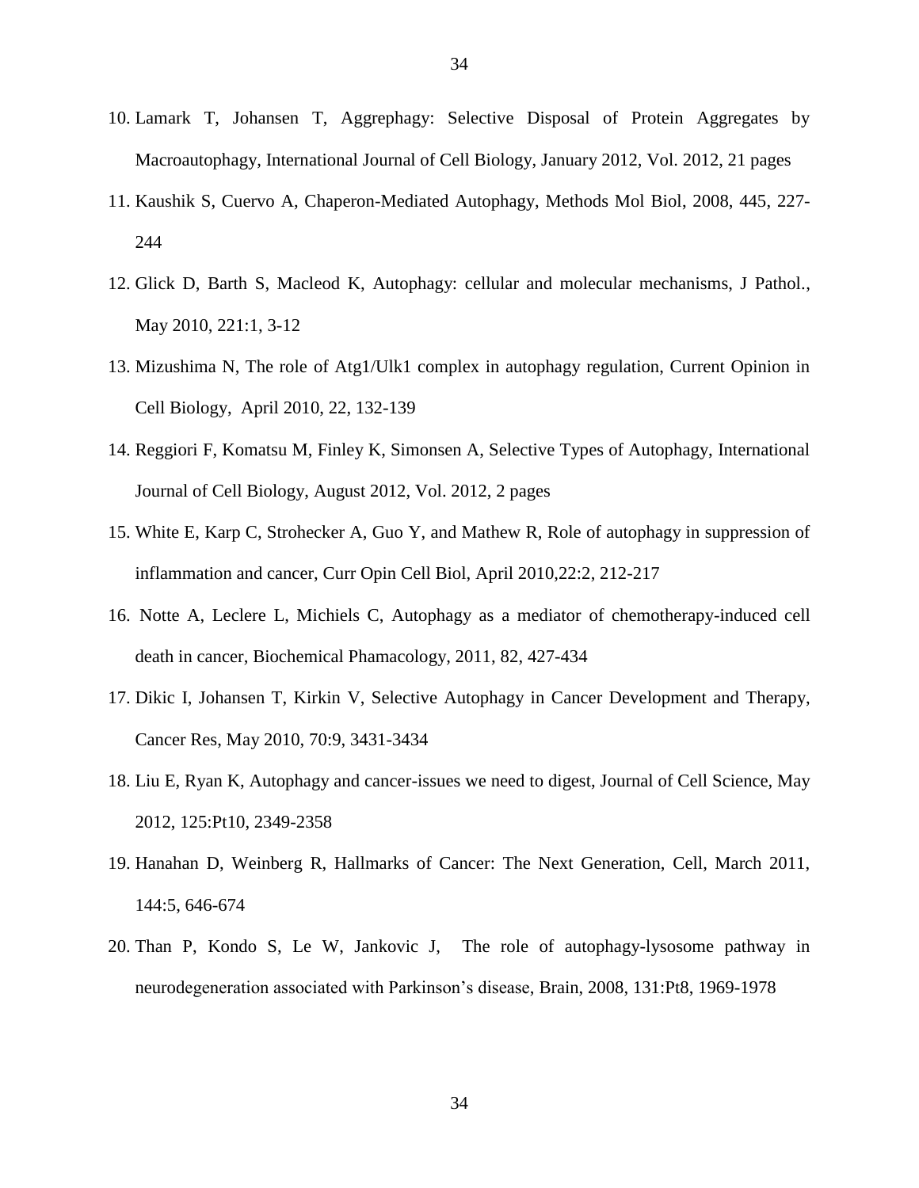10. Lamark T, Johansen T, Aggrephagy: Selective Disposal of Protein Aggregates by Macroautophagy, International Journal of Cell Biology, January 2012, Vol. 2012, 21 pages
11. Kaushik S, Cuervo A, Chaperon-Mediated Autophagy, Methods Mol Biol, 2008, 445, 227-244
12. Glick D, Barth S, Macleod K, Autophagy: cellular and molecular mechanisms, J Pathol., May 2010, 221:1, 3-12
13. Mizushima N, The role of Atg1/Ulk1 complex in autophagy regulation, Current Opinion in Cell Biology, April 2010, 22, 132-139
14. Reggiori F, Komatsu M, Finley K, Simonsen A, Selective Types of Autophagy, International Journal of Cell Biology, August 2012, Vol. 2012, 2 pages
15. White E, Karp C, Strohecker A, Guo Y, and Mathew R, Role of autophagy in suppression of inflammation and cancer, Curr Opin Cell Biol, April 2010,22:2, 212-217
16. Notte A, Leclere L, Michiels C, Autophagy as a mediator of chemotherapy-induced cell death in cancer, Biochemical Phamacology, 2011, 82, 427-434
17. Dikic I, Johansen T, Kirkin V, Selective Autophagy in Cancer Development and Therapy, Cancer Res, May 2010, 70:9, 3431-3434
18. Liu E, Ryan K, Autophagy and cancer-issues we need to digest, Journal of Cell Science, May 2012, 125:Pt10, 2349-2358
19. Hanahan D, Weinberg R, Hallmarks of Cancer: The Next Generation, Cell, March 2011, 144:5, 646-674
20. Than P, Kondo S, Le W, Jankovic J, The role of autophagy-lysosome pathway in neurodegeneration associated with Parkinson's disease, Brain, 2008, 131:Pt8, 1969-1978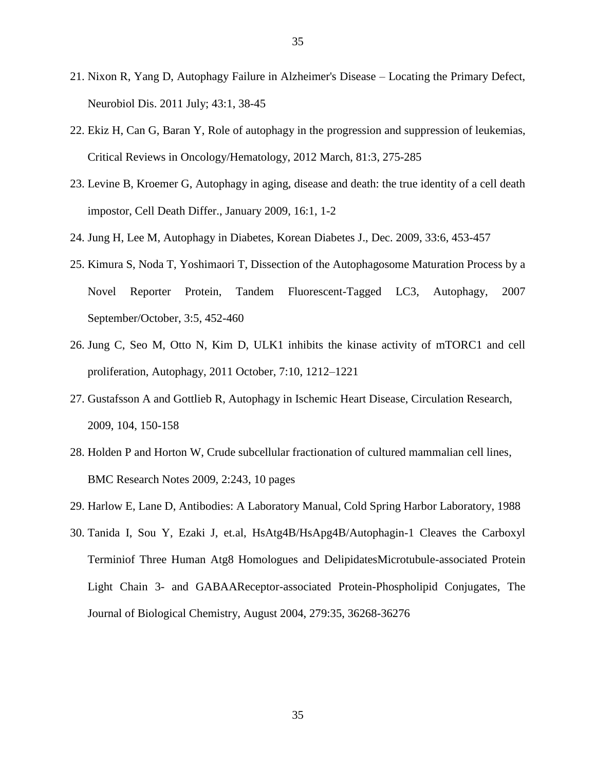21. Nixon R, Yang D, Autophagy Failure in Alzheimer's Disease – Locating the Primary Defect, Neurobiol Dis. 2011 July; 43:1, 38-45
22. Ekiz H, Can G, Baran Y, Role of autophagy in the progression and suppression of leukemias, Critical Reviews in Oncology/Hematology, 2012 March, 81:3, 275-285
23. Levine B, Kroemer G, Autophagy in aging, disease and death: the true identity of a cell death impostor, Cell Death Differ., January 2009, 16:1, 1-2
24. Jung H, Lee M, Autophagy in Diabetes, Korean Diabetes J., Dec. 2009, 33:6, 453-457
25. Kimura S, Noda T, Yoshimaori T, Dissection of the Autophagosome Maturation Process by a Novel Reporter Protein, Tandem Fluorescent-Tagged LC3, Autophagy, 2007 September/October, 3:5, 452-460
26. Jung C, Seo M, Otto N, Kim D, ULK1 inhibits the kinase activity of mTORC1 and cell proliferation, Autophagy, 2011 October, 7:10, 1212–1221
27. Gustafsson A and Gottlieb R, Autophagy in Ischemic Heart Disease, Circulation Research, 2009, 104, 150-158
28. Holden P and Horton W, Crude subcellular fractionation of cultured mammalian cell lines, BMC Research Notes 2009, 2:243, 10 pages
29. Harlow E, Lane D, Antibodies: A Laboratory Manual, Cold Spring Harbor Laboratory, 1988
30. Tanida I, Sou Y, Ezaki J, et.al, HsAtg4B/HsApg4B/Autophagin-1 Cleaves the Carboxyl Terminiof Three Human Atg8 Homologues and DelipidatesMicrotubule-associated Protein Light Chain 3- and GABAAReceptor-associated Protein-Phospholipid Conjugates, The Journal of Biological Chemistry, August 2004, 279:35, 36268-36276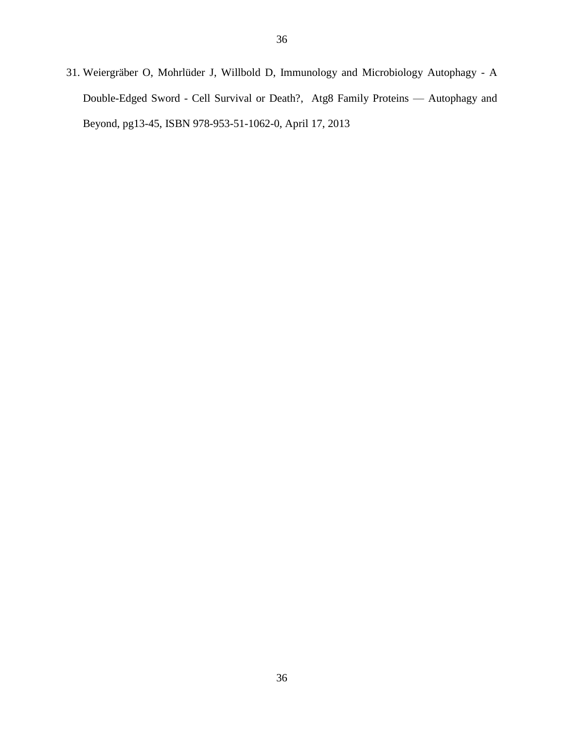31. Weiergräber O, Mohrlüder J, Willbold D, Immunology and Microbiology Autophagy - A Double-Edged Sword - Cell Survival or Death?, Atg8 Family Proteins — Autophagy and Beyond, pg13-45, ISBN 978-953-51-1062-0, April 17, 2013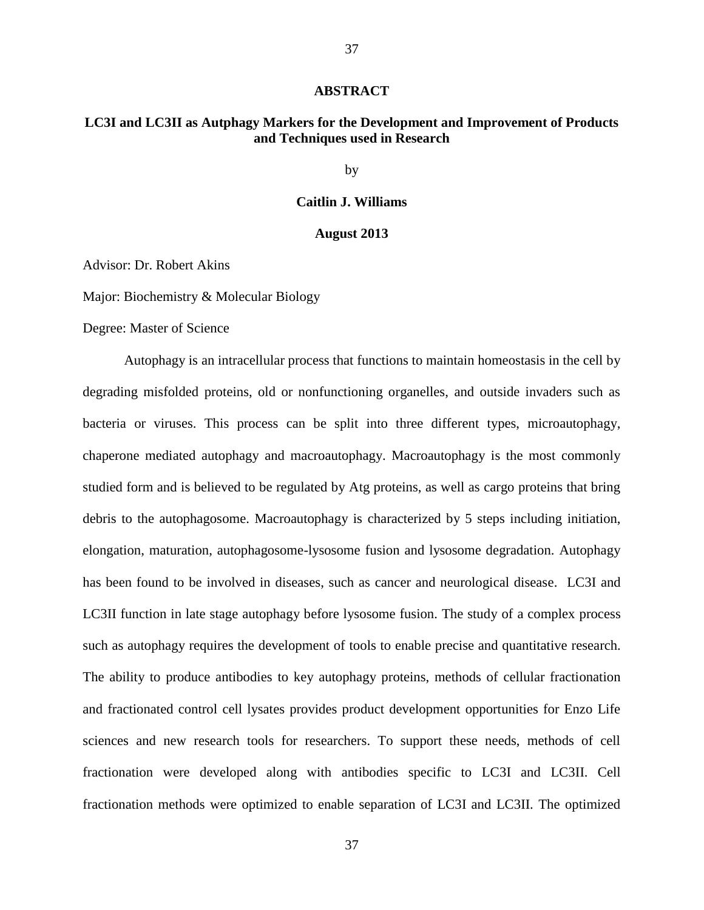# ABSTRACT

## LC3I and LC3II as Autphagy Markers for the Development and Improvement of Products and Techniques used in Research

by

**Caitlin J. Williams**

**August 2013**

Advisor: Dr. Robert Akins

Major: Biochemistry & Molecular Biology

Degree: Master of Science

Autophagy is an intracellular process that functions to maintain homeostasis in the cell by degrading misfolded proteins, old or nonfunctioning organelles, and outside invaders such as bacteria or viruses. This process can be split into three different types, microautophagy, chaperone mediated autophagy and macroautophagy. Macroautophagy is the most commonly studied form and is believed to be regulated by Atg proteins, as well as cargo proteins that bring debris to the autophagosome. Macroautophagy is characterized by 5 steps including initiation, elongation, maturation, autophagosome-lysosome fusion and lysosome degradation. Autophagy has been found to be involved in diseases, such as cancer and neurological disease. LC3I and LC3II function in late stage autophagy before lysosome fusion. The study of a complex process such as autophagy requires the development of tools to enable precise and quantitative research. The ability to produce antibodies to key autophagy proteins, methods of cellular fractionation and fractionated control cell lysates provides product development opportunities for Enzo Life sciences and new research tools for researchers. To support these needs, methods of cell fractionation were developed along with antibodies specific to LC3I and LC3II. Cell fractionation methods were optimized to enable separation of LC3I and LC3II. The optimized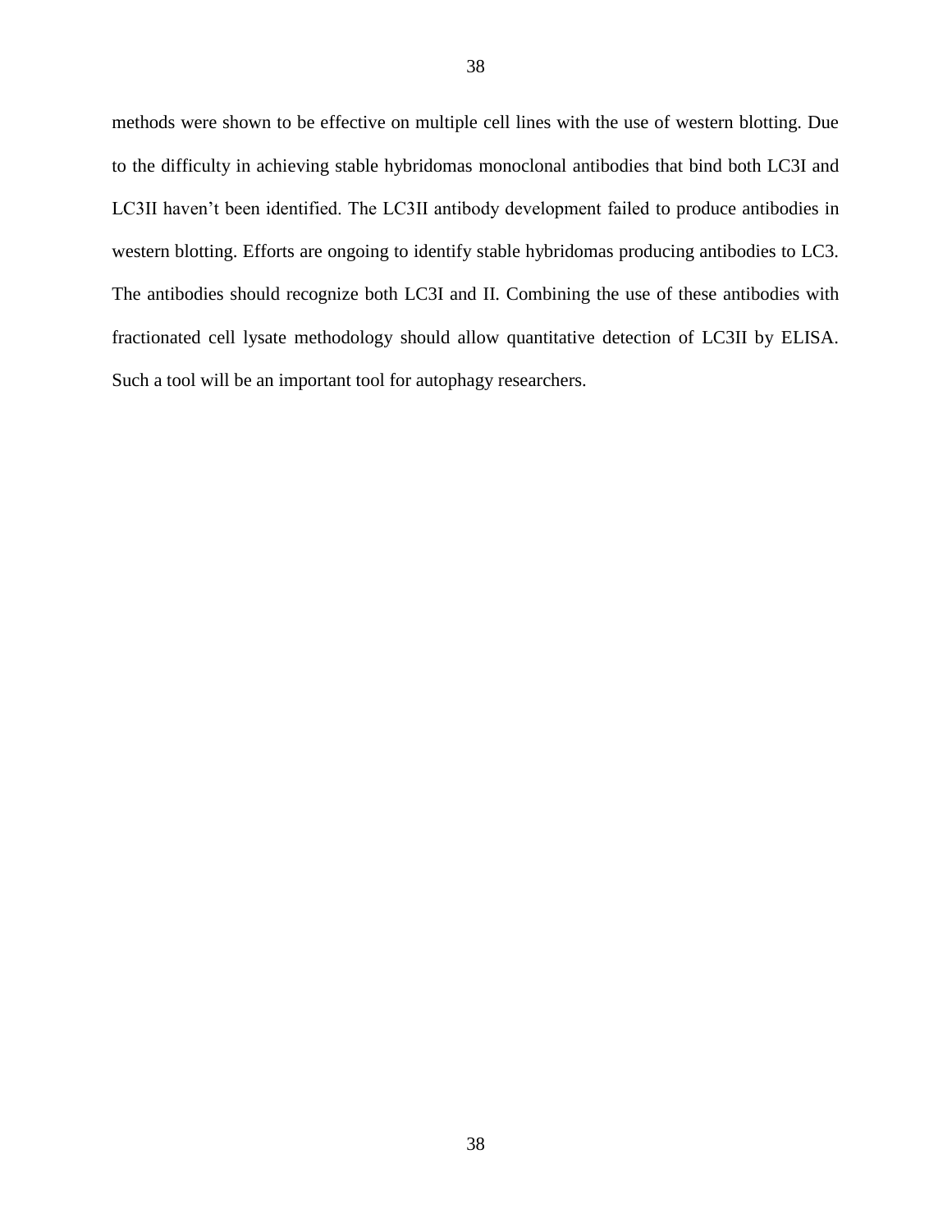methods were shown to be effective on multiple cell lines with the use of western blotting. Due to the difficulty in achieving stable hybridomas monoclonal antibodies that bind both LC3I and LC3II haven't been identified. The LC3II antibody development failed to produce antibodies in western blotting. Efforts are ongoing to identify stable hybridomas producing antibodies to LC3. The antibodies should recognize both LC3I and II. Combining the use of these antibodies with fractionated cell lysate methodology should allow quantitative detection of LC3II by ELISA. Such a tool will be an important tool for autophagy researchers.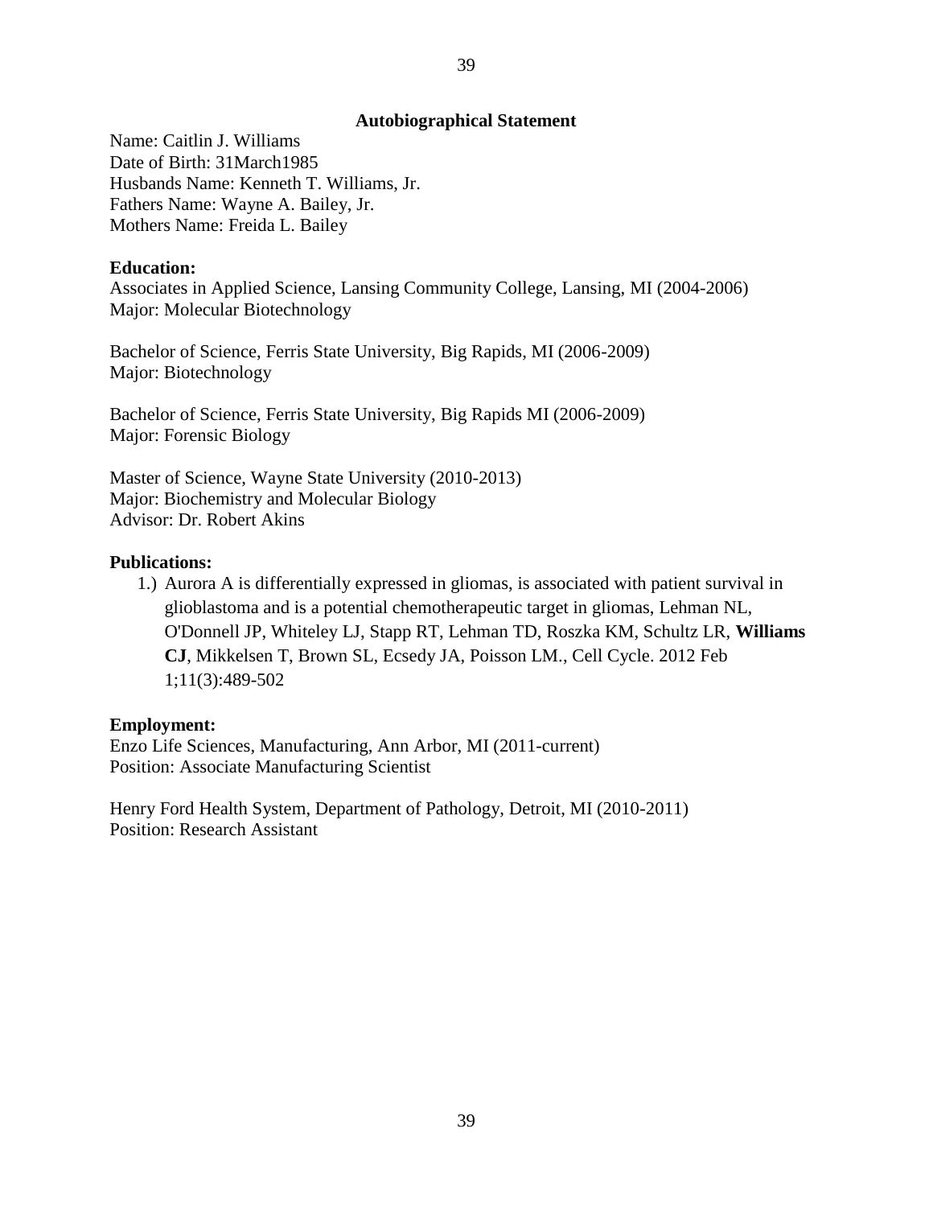## Autobiographical Statement

Name: Caitlin J. Williams
Date of Birth: 31March1985
Husbands Name: Kenneth T. Williams, Jr.
Fathers Name: Wayne A. Bailey, Jr.
Mothers Name: Freida L. Bailey

**Education:**

Associates in Applied Science, Lansing Community College, Lansing, MI (2004-2006)
Major: Molecular Biotechnology

Bachelor of Science, Ferris State University, Big Rapids, MI (2006-2009)
Major: Biotechnology

Bachelor of Science, Ferris State University, Big Rapids MI (2006-2009)
Major: Forensic Biology

Master of Science, Wayne State University (2010-2013)
Major: Biochemistry and Molecular Biology
Advisor: Dr. Robert Akins

**Publications:**

1.) Aurora A is differentially expressed in gliomas, is associated with patient survival in glioblastoma and is a potential chemotherapeutic target in gliomas, Lehman NL, O'Donnell JP, Whiteley LJ, Stapp RT, Lehman TD, Roszka KM, Schultz LR, **Williams CJ**, Mikkelsen T, Brown SL, Ecsedy JA, Poisson LM., Cell Cycle. 2012 Feb 1;11(3):489-502

**Employment:**

Enzo Life Sciences, Manufacturing, Ann Arbor, MI (2011-current)
Position: Associate Manufacturing Scientist

Henry Ford Health System, Department of Pathology, Detroit, MI (2010-2011)
Position: Research Assistant